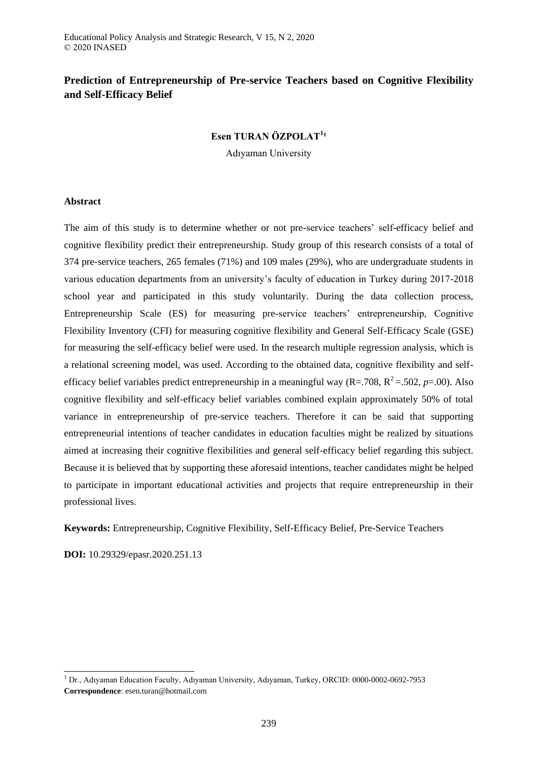# Prediction of Entrepreneurship of Pre-service Teachers based on Cognitive Flexibility and Self-Efficacy Belief

**Esen TURAN ÖZPOLAT**[1]

Adıyaman University

## Abstract

The aim of this study is to determine whether or not pre-service teachers' self-efficacy belief and cognitive flexibility predict their entrepreneurship. Study group of this research consists of a total of 374 pre-service teachers, 265 females (71%) and 109 males (29%), who are undergraduate students in various education departments from an university's faculty of education in Turkey during 2017-2018 school year and participated in this study voluntarily. During the data collection process, Entrepreneurship Scale (ES) for measuring pre-service teachers' entrepreneurship, Cognitive Flexibility Inventory (CFI) for measuring cognitive flexibility and General Self-Efficacy Scale (GSE) for measuring the self-efficacy belief were used. In the research multiple regression analysis, which is a relational screening model, was used. According to the obtained data, cognitive flexibility and self-efficacy belief variables predict entrepreneurship in a meaningful way ($R$=.708, $R^2$=.502, $p$=.00). Also cognitive flexibility and self-efficacy belief variables combined explain approximately 50% of total variance in entrepreneurship of pre-service teachers. Therefore it can be said that supporting entrepreneurial intentions of teacher candidates in education faculties might be realized by situations aimed at increasing their cognitive flexibilities and general self-efficacy belief regarding this subject. Because it is believed that by supporting these aforesaid intentions, teacher candidates might be helped to participate in important educational activities and projects that require entrepreneurship in their professional lives.

**Keywords:** Entrepreneurship, Cognitive Flexibility, Self-Efficacy Belief, Pre-Service Teachers

**DOI:** 10.29329/epasr.2020.251.13

[1] Dr., Adıyaman Education Faculty, Adıyaman University, Adıyaman, Turkey, ORCID: 0000-0002-0692-7953
**Correspondence**: esen.turan@hotmail.com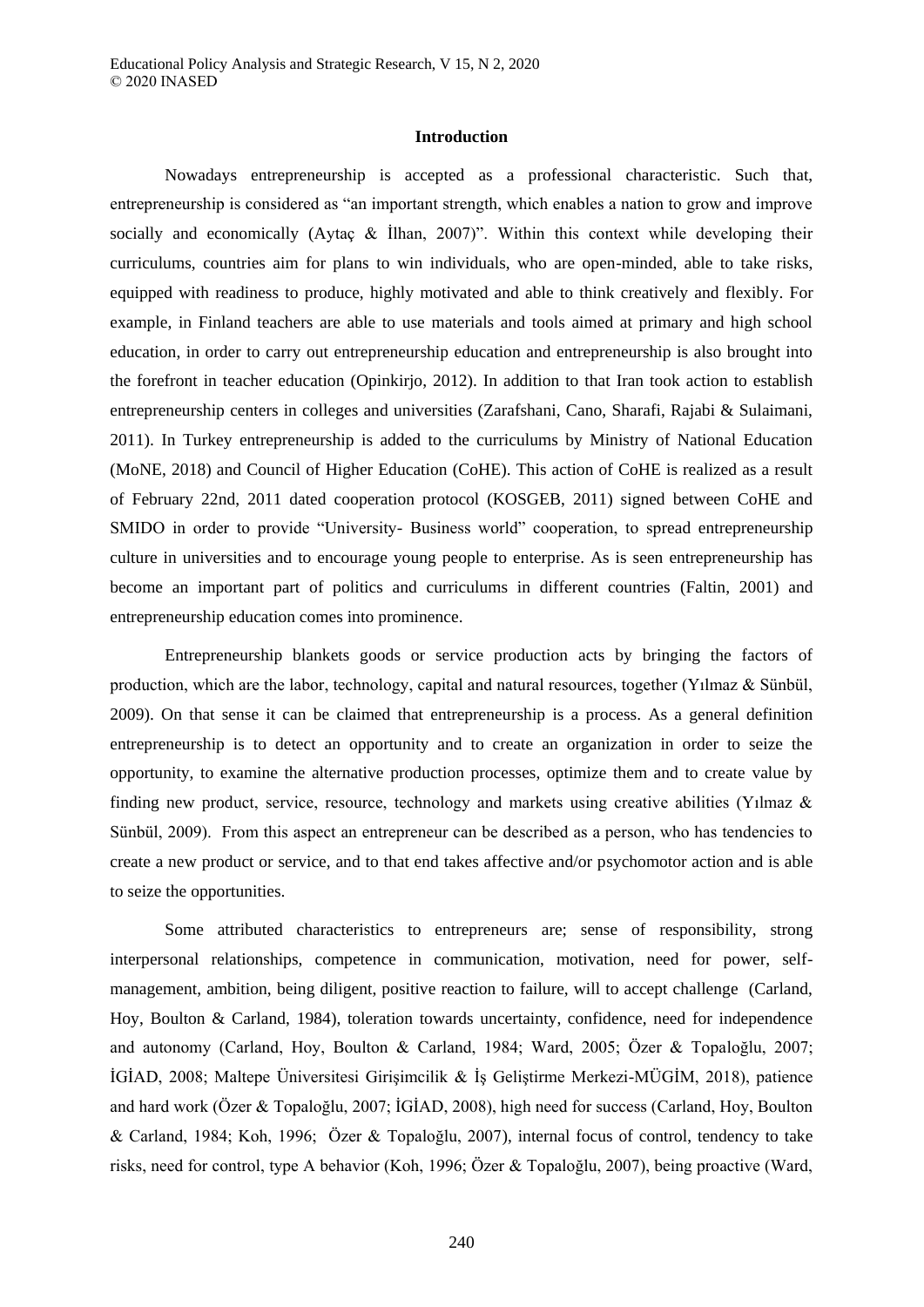## Introduction

Nowadays entrepreneurship is accepted as a professional characteristic. Such that, entrepreneurship is considered as "an important strength, which enables a nation to grow and improve socially and economically (Aytaç & İlhan, 2007)". Within this context while developing their curriculums, countries aim for plans to win individuals, who are open-minded, able to take risks, equipped with readiness to produce, highly motivated and able to think creatively and flexibly. For example, in Finland teachers are able to use materials and tools aimed at primary and high school education, in order to carry out entrepreneurship education and entrepreneurship is also brought into the forefront in teacher education (Opinkirjo, 2012). In addition to that Iran took action to establish entrepreneurship centers in colleges and universities (Zarafshani, Cano, Sharafi, Rajabi & Sulaimani, 2011). In Turkey entrepreneurship is added to the curriculums by Ministry of National Education (MoNE, 2018) and Council of Higher Education (CoHE). This action of CoHE is realized as a result of February 22nd, 2011 dated cooperation protocol (KOSGEB, 2011) signed between CoHE and SMIDO in order to provide "University- Business world" cooperation, to spread entrepreneurship culture in universities and to encourage young people to enterprise. As is seen entrepreneurship has become an important part of politics and curriculums in different countries (Faltin, 2001) and entrepreneurship education comes into prominence.

Entrepreneurship blankets goods or service production acts by bringing the factors of production, which are the labor, technology, capital and natural resources, together (Yılmaz & Sünbül, 2009). On that sense it can be claimed that entrepreneurship is a process. As a general definition entrepreneurship is to detect an opportunity and to create an organization in order to seize the opportunity, to examine the alternative production processes, optimize them and to create value by finding new product, service, resource, technology and markets using creative abilities (Yılmaz & Sünbül, 2009). From this aspect an entrepreneur can be described as a person, who has tendencies to create a new product or service, and to that end takes affective and/or psychomotor action and is able to seize the opportunities.

Some attributed characteristics to entrepreneurs are; sense of responsibility, strong interpersonal relationships, competence in communication, motivation, need for power, self-management, ambition, being diligent, positive reaction to failure, will to accept challenge (Carland, Hoy, Boulton & Carland, 1984), toleration towards uncertainty, confidence, need for independence and autonomy (Carland, Hoy, Boulton & Carland, 1984; Ward, 2005; Özer & Topaloğlu, 2007; İGİAD, 2008; Maltepe Üniversitesi Girişimcilik & İş Geliştirme Merkezi-MÜGİM, 2018), patience and hard work (Özer & Topaloğlu, 2007; İGİAD, 2008), high need for success (Carland, Hoy, Boulton & Carland, 1984; Koh, 1996; Özer & Topaloğlu, 2007), internal focus of control, tendency to take risks, need for control, type A behavior (Koh, 1996; Özer & Topaloğlu, 2007), being proactive (Ward,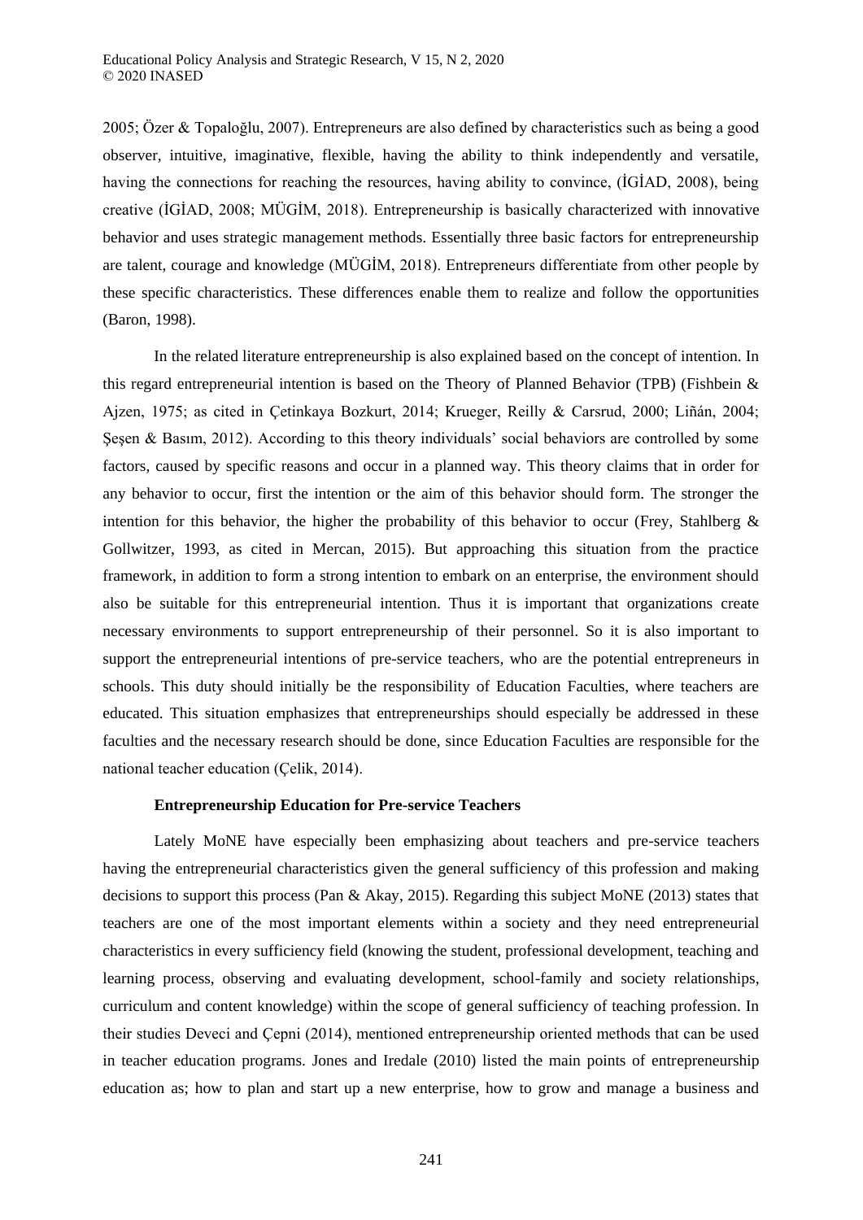2005; Özer & Topaloğlu, 2007). Entrepreneurs are also defined by characteristics such as being a good observer, intuitive, imaginative, flexible, having the ability to think independently and versatile, having the connections for reaching the resources, having ability to convince, (İGİAD, 2008), being creative (İGİAD, 2008; MÜGİM, 2018). Entrepreneurship is basically characterized with innovative behavior and uses strategic management methods. Essentially three basic factors for entrepreneurship are talent, courage and knowledge (MÜGİM, 2018). Entrepreneurs differentiate from other people by these specific characteristics. These differences enable them to realize and follow the opportunities (Baron, 1998).

In the related literature entrepreneurship is also explained based on the concept of intention. In this regard entrepreneurial intention is based on the Theory of Planned Behavior (TPB) (Fishbein & Ajzen, 1975; as cited in Çetinkaya Bozkurt, 2014; Krueger, Reilly & Carsrud, 2000; Liñán, 2004; Şeşen & Basım, 2012). According to this theory individuals' social behaviors are controlled by some factors, caused by specific reasons and occur in a planned way. This theory claims that in order for any behavior to occur, first the intention or the aim of this behavior should form. The stronger the intention for this behavior, the higher the probability of this behavior to occur (Frey, Stahlberg & Gollwitzer, 1993, as cited in Mercan, 2015). But approaching this situation from the practice framework, in addition to form a strong intention to embark on an enterprise, the environment should also be suitable for this entrepreneurial intention. Thus it is important that organizations create necessary environments to support entrepreneurship of their personnel. So it is also important to support the entrepreneurial intentions of pre-service teachers, who are the potential entrepreneurs in schools. This duty should initially be the responsibility of Education Faculties, where teachers are educated. This situation emphasizes that entrepreneurships should especially be addressed in these faculties and the necessary research should be done, since Education Faculties are responsible for the national teacher education (Çelik, 2014).

**Entrepreneurship Education for Pre-service Teachers**

Lately MoNE have especially been emphasizing about teachers and pre-service teachers having the entrepreneurial characteristics given the general sufficiency of this profession and making decisions to support this process (Pan & Akay, 2015). Regarding this subject MoNE (2013) states that teachers are one of the most important elements within a society and they need entrepreneurial characteristics in every sufficiency field (knowing the student, professional development, teaching and learning process, observing and evaluating development, school-family and society relationships, curriculum and content knowledge) within the scope of general sufficiency of teaching profession. In their studies Deveci and Çepni (2014), mentioned entrepreneurship oriented methods that can be used in teacher education programs. Jones and Iredale (2010) listed the main points of entrepreneurship education as; how to plan and start up a new enterprise, how to grow and manage a business and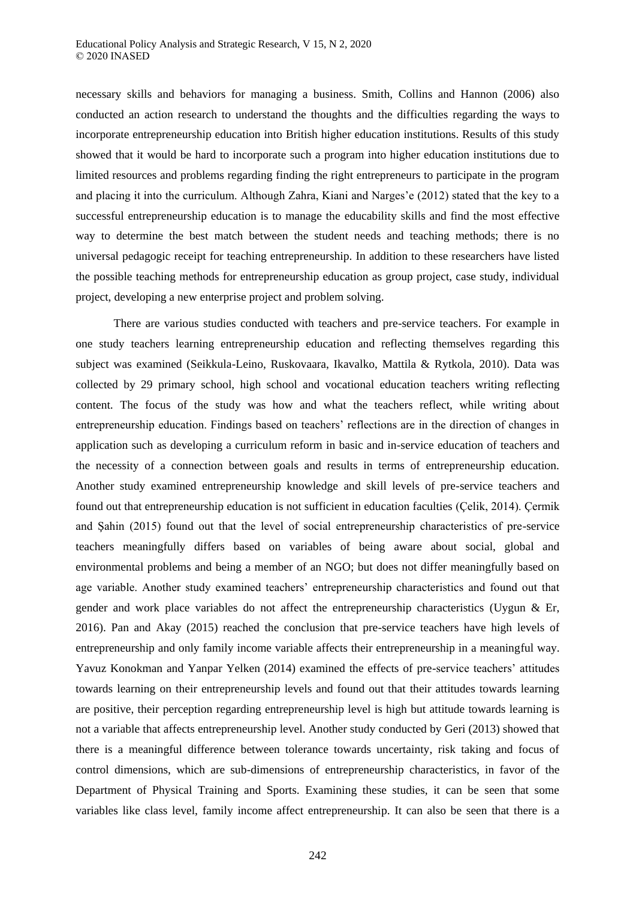necessary skills and behaviors for managing a business. Smith, Collins and Hannon (2006) also conducted an action research to understand the thoughts and the difficulties regarding the ways to incorporate entrepreneurship education into British higher education institutions. Results of this study showed that it would be hard to incorporate such a program into higher education institutions due to limited resources and problems regarding finding the right entrepreneurs to participate in the program and placing it into the curriculum. Although Zahra, Kiani and Narges'e (2012) stated that the key to a successful entrepreneurship education is to manage the educability skills and find the most effective way to determine the best match between the student needs and teaching methods; there is no universal pedagogic receipt for teaching entrepreneurship. In addition to these researchers have listed the possible teaching methods for entrepreneurship education as group project, case study, individual project, developing a new enterprise project and problem solving.

There are various studies conducted with teachers and pre-service teachers. For example in one study teachers learning entrepreneurship education and reflecting themselves regarding this subject was examined (Seikkula-Leino, Ruskovaara, Ikavalko, Mattila & Rytkola, 2010). Data was collected by 29 primary school, high school and vocational education teachers writing reflecting content. The focus of the study was how and what the teachers reflect, while writing about entrepreneurship education. Findings based on teachers' reflections are in the direction of changes in application such as developing a curriculum reform in basic and in-service education of teachers and the necessity of a connection between goals and results in terms of entrepreneurship education. Another study examined entrepreneurship knowledge and skill levels of pre-service teachers and found out that entrepreneurship education is not sufficient in education faculties (Çelik, 2014). Çermik and Şahin (2015) found out that the level of social entrepreneurship characteristics of pre-service teachers meaningfully differs based on variables of being aware about social, global and environmental problems and being a member of an NGO; but does not differ meaningfully based on age variable. Another study examined teachers' entrepreneurship characteristics and found out that gender and work place variables do not affect the entrepreneurship characteristics (Uygun & Er, 2016). Pan and Akay (2015) reached the conclusion that pre-service teachers have high levels of entrepreneurship and only family income variable affects their entrepreneurship in a meaningful way. Yavuz Konokman and Yanpar Yelken (2014) examined the effects of pre-service teachers' attitudes towards learning on their entrepreneurship levels and found out that their attitudes towards learning are positive, their perception regarding entrepreneurship level is high but attitude towards learning is not a variable that affects entrepreneurship level. Another study conducted by Geri (2013) showed that there is a meaningful difference between tolerance towards uncertainty, risk taking and focus of control dimensions, which are sub-dimensions of entrepreneurship characteristics, in favor of the Department of Physical Training and Sports. Examining these studies, it can be seen that some variables like class level, family income affect entrepreneurship. It can also be seen that there is a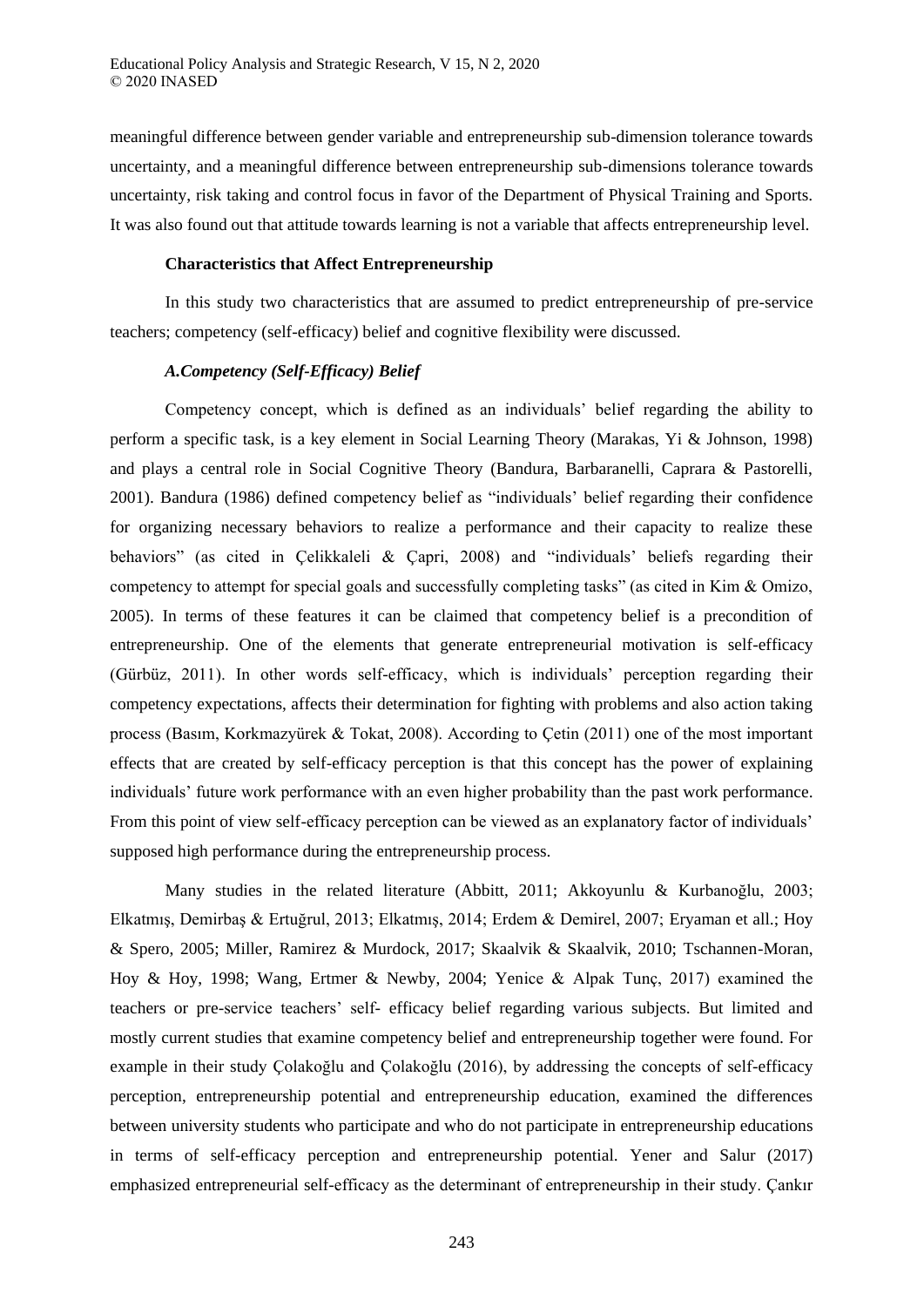meaningful difference between gender variable and entrepreneurship sub-dimension tolerance towards uncertainty, and a meaningful difference between entrepreneurship sub-dimensions tolerance towards uncertainty, risk taking and control focus in favor of the Department of Physical Training and Sports. It was also found out that attitude towards learning is not a variable that affects entrepreneurship level.

### Characteristics that Affect Entrepreneurship

In this study two characteristics that are assumed to predict entrepreneurship of pre-service teachers; competency (self-efficacy) belief and cognitive flexibility were discussed.

#### *A.Competency (Self-Efficacy) Belief*

Competency concept, which is defined as an individuals' belief regarding the ability to perform a specific task, is a key element in Social Learning Theory (Marakas, Yi & Johnson, 1998) and plays a central role in Social Cognitive Theory (Bandura, Barbaranelli, Caprara & Pastorelli, 2001). Bandura (1986) defined competency belief as "individuals' belief regarding their confidence for organizing necessary behaviors to realize a performance and their capacity to realize these behaviors" (as cited in Çelikkaleli & Çapri, 2008) and "individuals' beliefs regarding their competency to attempt for special goals and successfully completing tasks" (as cited in Kim & Omizo, 2005). In terms of these features it can be claimed that competency belief is a precondition of entrepreneurship. One of the elements that generate entrepreneurial motivation is self-efficacy (Gürbüz, 2011). In other words self-efficacy, which is individuals' perception regarding their competency expectations, affects their determination for fighting with problems and also action taking process (Basım, Korkmazyürek & Tokat, 2008). According to Çetin (2011) one of the most important effects that are created by self-efficacy perception is that this concept has the power of explaining individuals' future work performance with an even higher probability than the past work performance. From this point of view self-efficacy perception can be viewed as an explanatory factor of individuals' supposed high performance during the entrepreneurship process.

Many studies in the related literature (Abbitt, 2011; Akkoyunlu & Kurbanoğlu, 2003; Elkatmış, Demirbaş & Ertuğrul, 2013; Elkatmış, 2014; Erdem & Demirel, 2007; Eryaman et all.; Hoy & Spero, 2005; Miller, Ramirez & Murdock, 2017; Skaalvik & Skaalvik, 2010; Tschannen-Moran, Hoy & Hoy, 1998; Wang, Ertmer & Newby, 2004; Yenice & Alpak Tunç, 2017) examined the teachers or pre-service teachers' self- efficacy belief regarding various subjects. But limited and mostly current studies that examine competency belief and entrepreneurship together were found. For example in their study Çolakoğlu and Çolakoğlu (2016), by addressing the concepts of self-efficacy perception, entrepreneurship potential and entrepreneurship education, examined the differences between university students who participate and who do not participate in entrepreneurship educations in terms of self-efficacy perception and entrepreneurship potential. Yener and Salur (2017) emphasized entrepreneurial self-efficacy as the determinant of entrepreneurship in their study. Çankır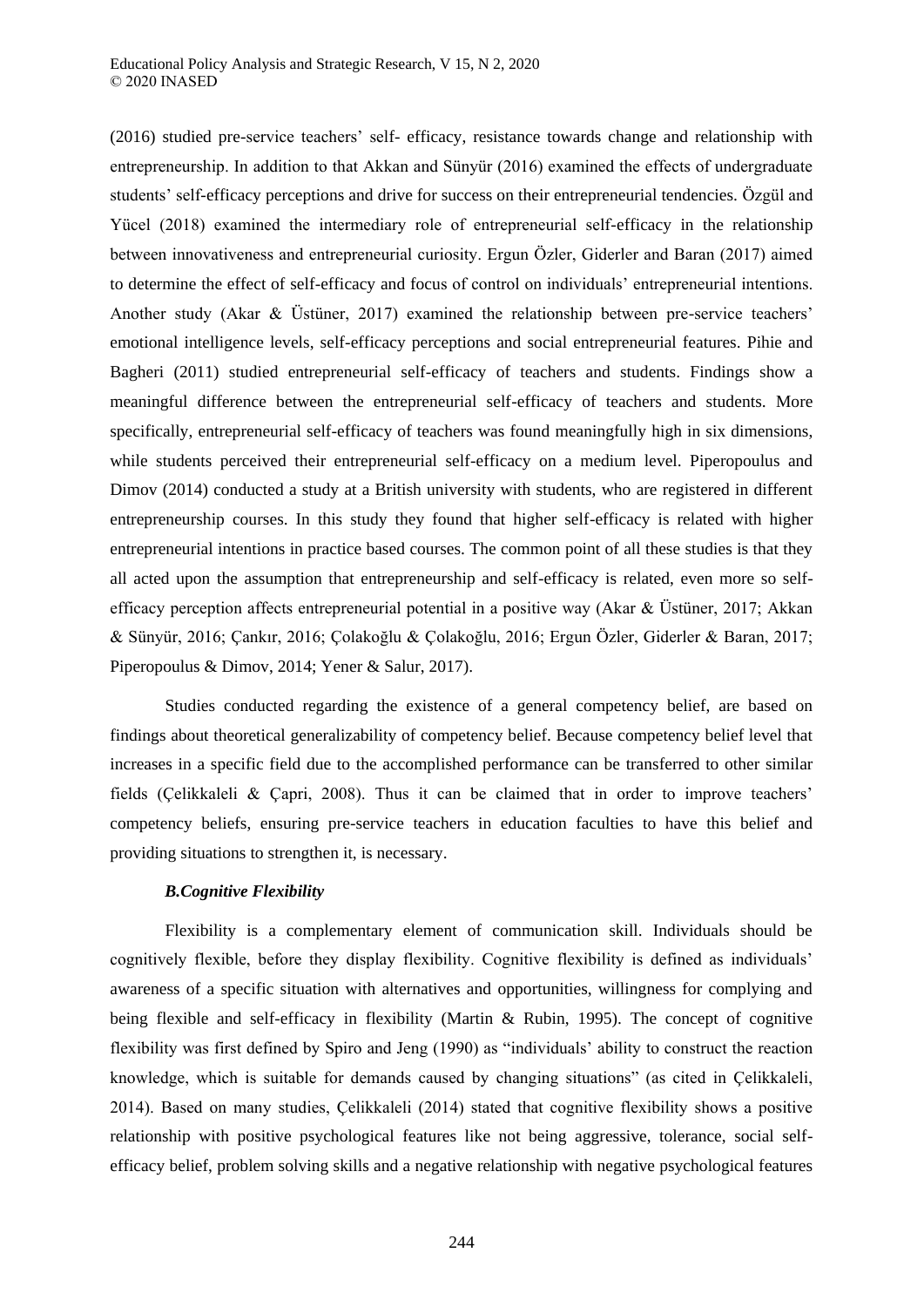(2016) studied pre-service teachers' self- efficacy, resistance towards change and relationship with entrepreneurship. In addition to that Akkan and Sünyür (2016) examined the effects of undergraduate students' self-efficacy perceptions and drive for success on their entrepreneurial tendencies. Özgül and Yücel (2018) examined the intermediary role of entrepreneurial self-efficacy in the relationship between innovativeness and entrepreneurial curiosity. Ergun Özler, Giderler and Baran (2017) aimed to determine the effect of self-efficacy and focus of control on individuals' entrepreneurial intentions. Another study (Akar & Üstüner, 2017) examined the relationship between pre-service teachers' emotional intelligence levels, self-efficacy perceptions and social entrepreneurial features. Pihie and Bagheri (2011) studied entrepreneurial self-efficacy of teachers and students. Findings show a meaningful difference between the entrepreneurial self-efficacy of teachers and students. More specifically, entrepreneurial self-efficacy of teachers was found meaningfully high in six dimensions, while students perceived their entrepreneurial self-efficacy on a medium level. Piperopoulus and Dimov (2014) conducted a study at a British university with students, who are registered in different entrepreneurship courses. In this study they found that higher self-efficacy is related with higher entrepreneurial intentions in practice based courses. The common point of all these studies is that they all acted upon the assumption that entrepreneurship and self-efficacy is related, even more so self-efficacy perception affects entrepreneurial potential in a positive way (Akar & Üstüner, 2017; Akkan & Sünyür, 2016; Çankır, 2016; Çolakoğlu & Çolakoğlu, 2016; Ergun Özler, Giderler & Baran, 2017; Piperopoulus & Dimov, 2014; Yener & Salur, 2017).

Studies conducted regarding the existence of a general competency belief, are based on findings about theoretical generalizability of competency belief. Because competency belief level that increases in a specific field due to the accomplished performance can be transferred to other similar fields (Çelikkaleli & Çapri, 2008). Thus it can be claimed that in order to improve teachers' competency beliefs, ensuring pre-service teachers in education faculties to have this belief and providing situations to strengthen it, is necessary.

### *B.Cognitive Flexibility*

Flexibility is a complementary element of communication skill. Individuals should be cognitively flexible, before they display flexibility. Cognitive flexibility is defined as individuals' awareness of a specific situation with alternatives and opportunities, willingness for complying and being flexible and self-efficacy in flexibility (Martin & Rubin, 1995). The concept of cognitive flexibility was first defined by Spiro and Jeng (1990) as "individuals' ability to construct the reaction knowledge, which is suitable for demands caused by changing situations" (as cited in Çelikkaleli, 2014). Based on many studies, Çelikkaleli (2014) stated that cognitive flexibility shows a positive relationship with positive psychological features like not being aggressive, tolerance, social self-efficacy belief, problem solving skills and a negative relationship with negative psychological features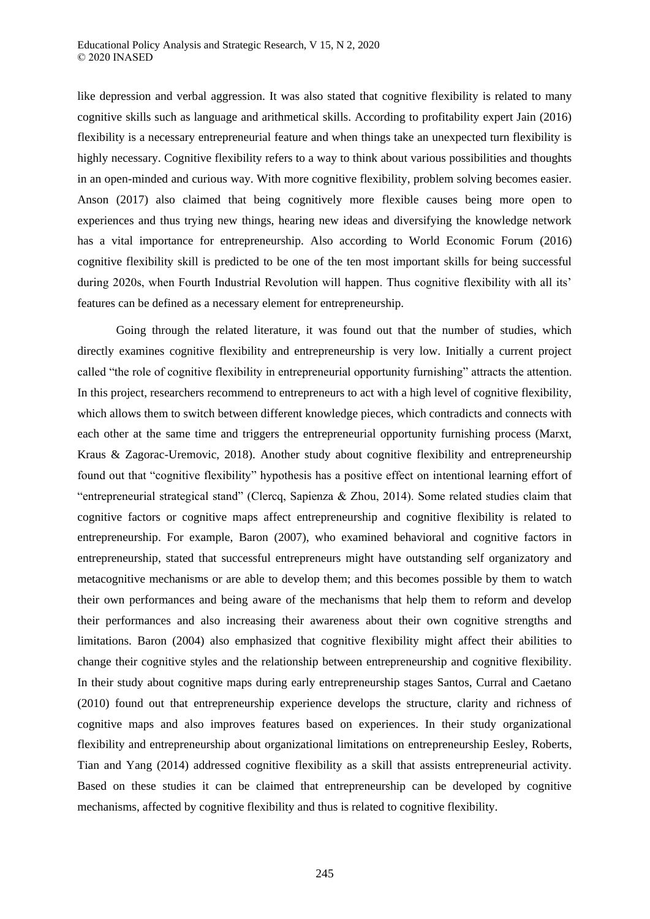like depression and verbal aggression. It was also stated that cognitive flexibility is related to many cognitive skills such as language and arithmetical skills. According to profitability expert Jain (2016) flexibility is a necessary entrepreneurial feature and when things take an unexpected turn flexibility is highly necessary. Cognitive flexibility refers to a way to think about various possibilities and thoughts in an open-minded and curious way. With more cognitive flexibility, problem solving becomes easier. Anson (2017) also claimed that being cognitively more flexible causes being more open to experiences and thus trying new things, hearing new ideas and diversifying the knowledge network has a vital importance for entrepreneurship. Also according to World Economic Forum (2016) cognitive flexibility skill is predicted to be one of the ten most important skills for being successful during 2020s, when Fourth Industrial Revolution will happen. Thus cognitive flexibility with all its' features can be defined as a necessary element for entrepreneurship.

Going through the related literature, it was found out that the number of studies, which directly examines cognitive flexibility and entrepreneurship is very low. Initially a current project called "the role of cognitive flexibility in entrepreneurial opportunity furnishing" attracts the attention. In this project, researchers recommend to entrepreneurs to act with a high level of cognitive flexibility, which allows them to switch between different knowledge pieces, which contradicts and connects with each other at the same time and triggers the entrepreneurial opportunity furnishing process (Marxt, Kraus & Zagorac-Uremovic, 2018). Another study about cognitive flexibility and entrepreneurship found out that "cognitive flexibility" hypothesis has a positive effect on intentional learning effort of "entrepreneurial strategical stand" (Clercq, Sapienza & Zhou, 2014). Some related studies claim that cognitive factors or cognitive maps affect entrepreneurship and cognitive flexibility is related to entrepreneurship. For example, Baron (2007), who examined behavioral and cognitive factors in entrepreneurship, stated that successful entrepreneurs might have outstanding self organizatory and metacognitive mechanisms or are able to develop them; and this becomes possible by them to watch their own performances and being aware of the mechanisms that help them to reform and develop their performances and also increasing their awareness about their own cognitive strengths and limitations. Baron (2004) also emphasized that cognitive flexibility might affect their abilities to change their cognitive styles and the relationship between entrepreneurship and cognitive flexibility. In their study about cognitive maps during early entrepreneurship stages Santos, Curral and Caetano (2010) found out that entrepreneurship experience develops the structure, clarity and richness of cognitive maps and also improves features based on experiences. In their study organizational flexibility and entrepreneurship about organizational limitations on entrepreneurship Eesley, Roberts, Tian and Yang (2014) addressed cognitive flexibility as a skill that assists entrepreneurial activity. Based on these studies it can be claimed that entrepreneurship can be developed by cognitive mechanisms, affected by cognitive flexibility and thus is related to cognitive flexibility.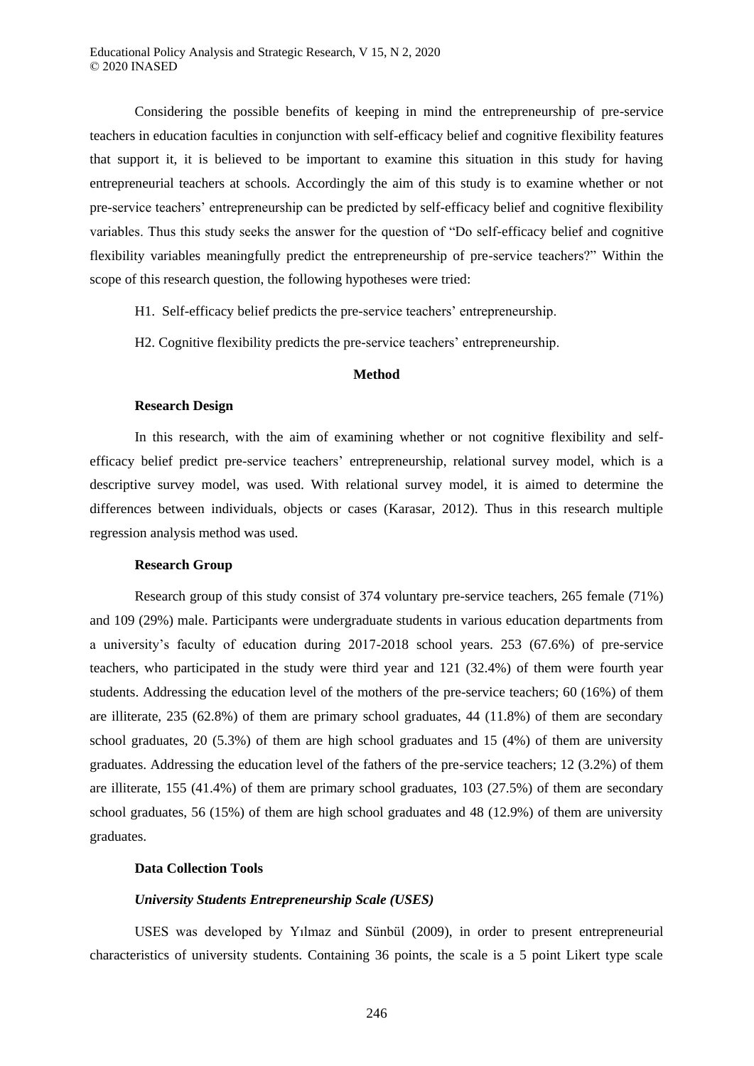Considering the possible benefits of keeping in mind the entrepreneurship of pre-service teachers in education faculties in conjunction with self-efficacy belief and cognitive flexibility features that support it, it is believed to be important to examine this situation in this study for having entrepreneurial teachers at schools. Accordingly the aim of this study is to examine whether or not pre-service teachers' entrepreneurship can be predicted by self-efficacy belief and cognitive flexibility variables. Thus this study seeks the answer for the question of "Do self-efficacy belief and cognitive flexibility variables meaningfully predict the entrepreneurship of pre-service teachers?" Within the scope of this research question, the following hypotheses were tried:

H1. Self-efficacy belief predicts the pre-service teachers' entrepreneurship.

H2. Cognitive flexibility predicts the pre-service teachers' entrepreneurship.

## Method

### Research Design

In this research, with the aim of examining whether or not cognitive flexibility and self-efficacy belief predict pre-service teachers' entrepreneurship, relational survey model, which is a descriptive survey model, was used. With relational survey model, it is aimed to determine the differences between individuals, objects or cases (Karasar, 2012). Thus in this research multiple regression analysis method was used.

### Research Group

Research group of this study consist of 374 voluntary pre-service teachers, 265 female (71%) and 109 (29%) male. Participants were undergraduate students in various education departments from a university's faculty of education during 2017-2018 school years. 253 (67.6%) of pre-service teachers, who participated in the study were third year and 121 (32.4%) of them were fourth year students. Addressing the education level of the mothers of the pre-service teachers; 60 (16%) of them are illiterate, 235 (62.8%) of them are primary school graduates, 44 (11.8%) of them are secondary school graduates, 20 (5.3%) of them are high school graduates and 15 (4%) of them are university graduates. Addressing the education level of the fathers of the pre-service teachers; 12 (3.2%) of them are illiterate, 155 (41.4%) of them are primary school graduates, 103 (27.5%) of them are secondary school graduates, 56 (15%) of them are high school graduates and 48 (12.9%) of them are university graduates.

### Data Collection Tools

#### *University Students Entrepreneurship Scale (USES)*

USES was developed by Yılmaz and Sünbül (2009), in order to present entrepreneurial characteristics of university students. Containing 36 points, the scale is a 5 point Likert type scale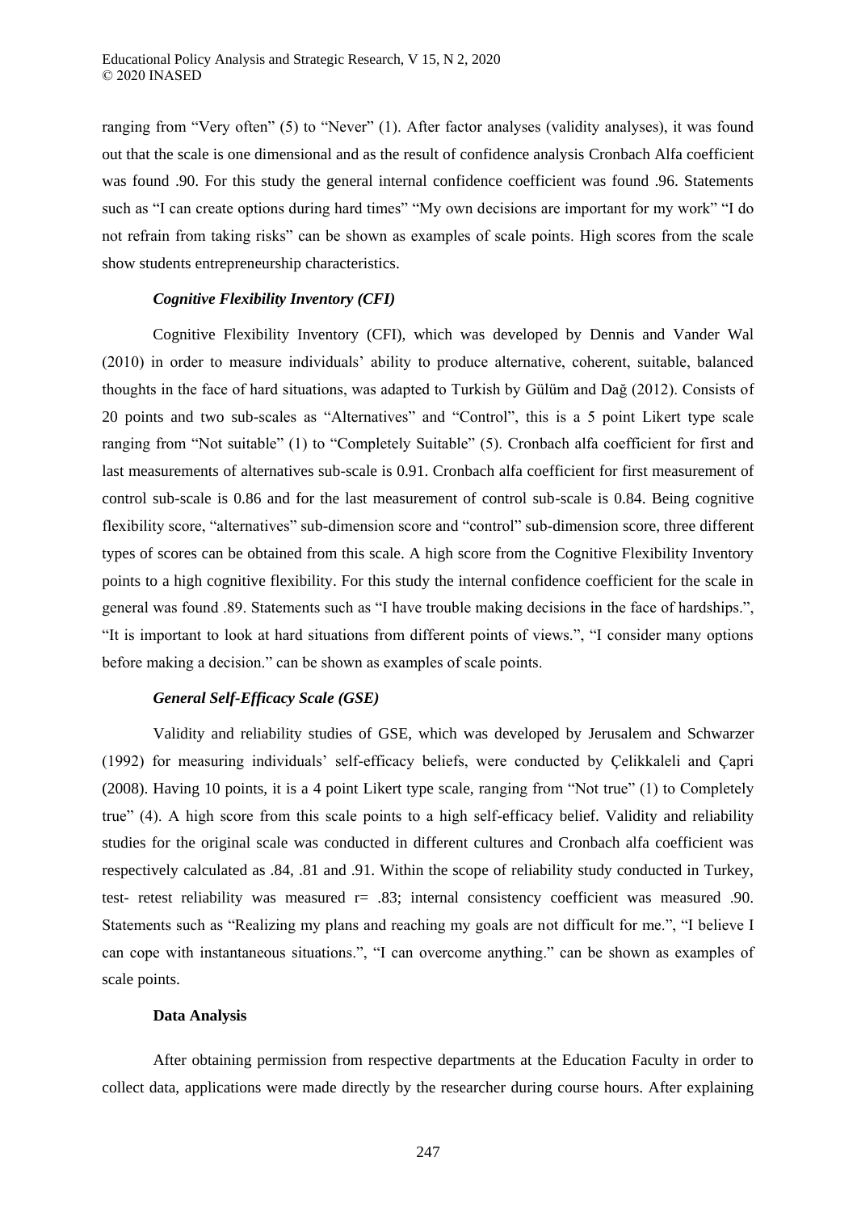ranging from "Very often" (5) to "Never" (1). After factor analyses (validity analyses), it was found out that the scale is one dimensional and as the result of confidence analysis Cronbach Alfa coefficient was found .90. For this study the general internal confidence coefficient was found .96. Statements such as "I can create options during hard times" "My own decisions are important for my work" "I do not refrain from taking risks" can be shown as examples of scale points. High scores from the scale show students entrepreneurship characteristics.

### *Cognitive Flexibility Inventory (CFI)*

Cognitive Flexibility Inventory (CFI), which was developed by Dennis and Vander Wal (2010) in order to measure individuals' ability to produce alternative, coherent, suitable, balanced thoughts in the face of hard situations, was adapted to Turkish by Gülüm and Dağ (2012). Consists of 20 points and two sub-scales as "Alternatives" and "Control", this is a 5 point Likert type scale ranging from "Not suitable" (1) to "Completely Suitable" (5). Cronbach alfa coefficient for first and last measurements of alternatives sub-scale is 0.91. Cronbach alfa coefficient for first measurement of control sub-scale is 0.86 and for the last measurement of control sub-scale is 0.84. Being cognitive flexibility score, "alternatives" sub-dimension score and "control" sub-dimension score, three different types of scores can be obtained from this scale. A high score from the Cognitive Flexibility Inventory points to a high cognitive flexibility. For this study the internal confidence coefficient for the scale in general was found .89. Statements such as "I have trouble making decisions in the face of hardships.", "It is important to look at hard situations from different points of views.", "I consider many options before making a decision." can be shown as examples of scale points.

### *General Self-Efficacy Scale (GSE)*

Validity and reliability studies of GSE, which was developed by Jerusalem and Schwarzer (1992) for measuring individuals' self-efficacy beliefs, were conducted by Çelikkaleli and Çapri (2008). Having 10 points, it is a 4 point Likert type scale, ranging from "Not true" (1) to Completely true" (4). A high score from this scale points to a high self-efficacy belief. Validity and reliability studies for the original scale was conducted in different cultures and Cronbach alfa coefficient was respectively calculated as .84, .81 and .91. Within the scope of reliability study conducted in Turkey, test- retest reliability was measured r= .83; internal consistency coefficient was measured .90. Statements such as "Realizing my plans and reaching my goals are not difficult for me.", "I believe I can cope with instantaneous situations.", "I can overcome anything." can be shown as examples of scale points.

### **Data Analysis**

After obtaining permission from respective departments at the Education Faculty in order to collect data, applications were made directly by the researcher during course hours. After explaining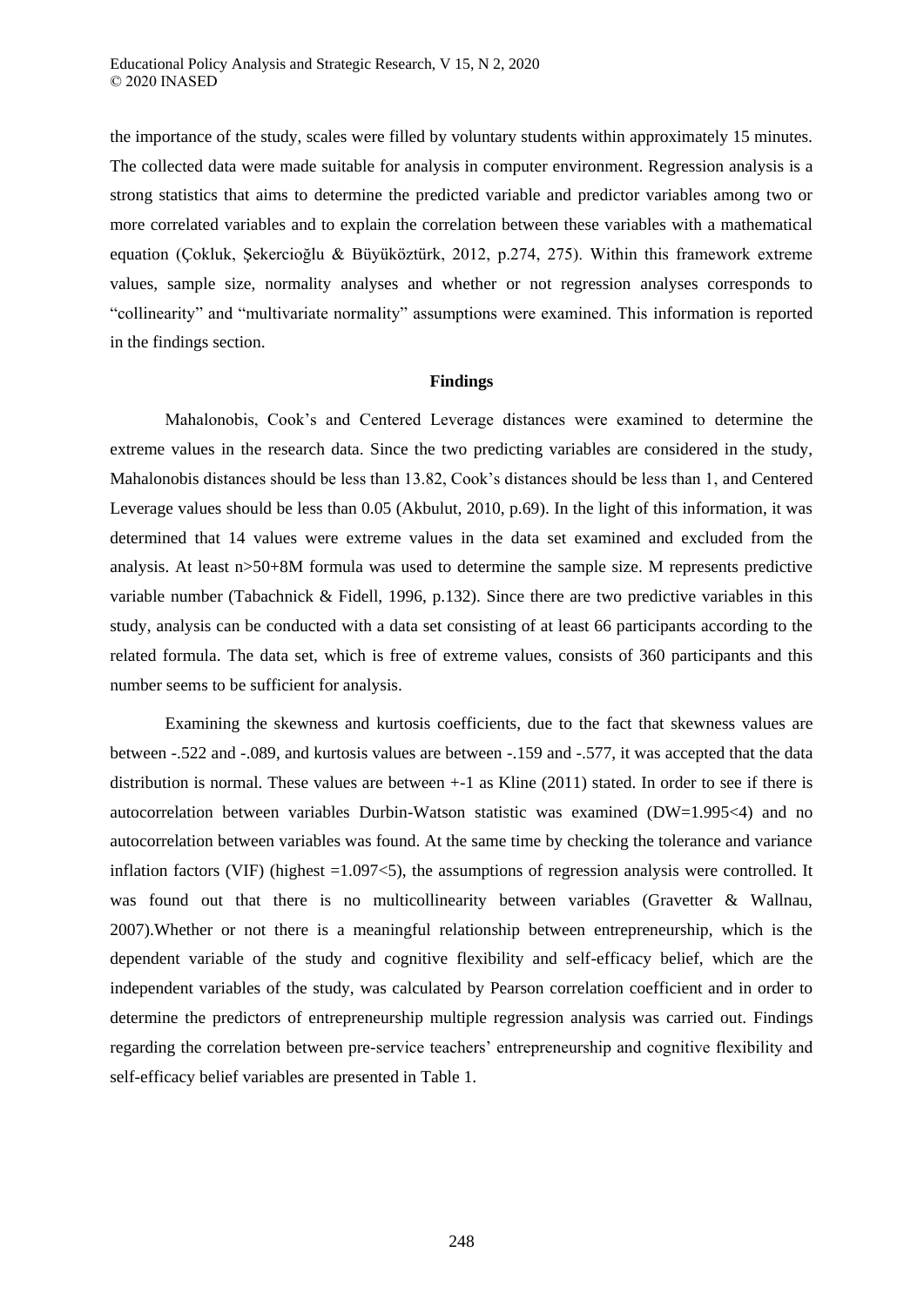the importance of the study, scales were filled by voluntary students within approximately 15 minutes. The collected data were made suitable for analysis in computer environment. Regression analysis is a strong statistics that aims to determine the predicted variable and predictor variables among two or more correlated variables and to explain the correlation between these variables with a mathematical equation (Çokluk, Şekercioğlu & Büyüköztürk, 2012, p.274, 275). Within this framework extreme values, sample size, normality analyses and whether or not regression analyses corresponds to "collinearity" and "multivariate normality" assumptions were examined. This information is reported in the findings section.

## Findings

Mahalonobis, Cook's and Centered Leverage distances were examined to determine the extreme values in the research data. Since the two predicting variables are considered in the study, Mahalonobis distances should be less than 13.82, Cook's distances should be less than 1, and Centered Leverage values should be less than 0.05 (Akbulut, 2010, p.69). In the light of this information, it was determined that 14 values were extreme values in the data set examined and excluded from the analysis. At least $n>50+8M$ formula was used to determine the sample size. M represents predictive variable number (Tabachnick & Fidell, 1996, p.132). Since there are two predictive variables in this study, analysis can be conducted with a data set consisting of at least 66 participants according to the related formula. The data set, which is free of extreme values, consists of 360 participants and this number seems to be sufficient for analysis.

Examining the skewness and kurtosis coefficients, due to the fact that skewness values are between -.522 and -.089, and kurtosis values are between -.159 and -.577, it was accepted that the data distribution is normal. These values are between +-1 as Kline (2011) stated. In order to see if there is autocorrelation between variables Durbin-Watson statistic was examined ($DW=1.995<4$) and no autocorrelation between variables was found. At the same time by checking the tolerance and variance inflation factors (VIF) (highest $=1.097<5$), the assumptions of regression analysis were controlled. It was found out that there is no multicollinearity between variables (Gravetter & Wallnau, 2007).Whether or not there is a meaningful relationship between entrepreneurship, which is the dependent variable of the study and cognitive flexibility and self-efficacy belief, which are the independent variables of the study, was calculated by Pearson correlation coefficient and in order to determine the predictors of entrepreneurship multiple regression analysis was carried out. Findings regarding the correlation between pre-service teachers' entrepreneurship and cognitive flexibility and self-efficacy belief variables are presented in Table 1.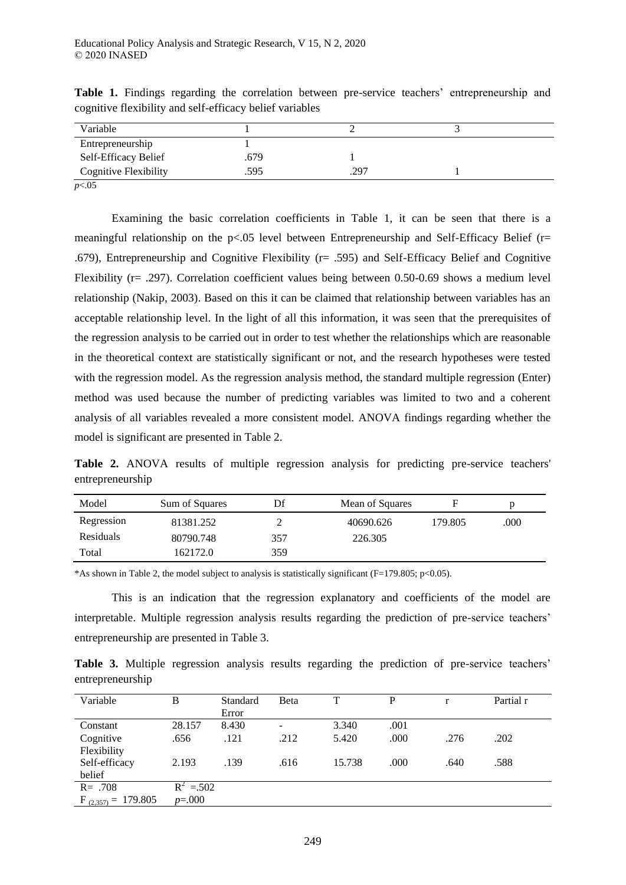**Table 1.** Findings regarding the correlation between pre-service teachers' entrepreneurship and cognitive flexibility and self-efficacy belief variables

| Variable | 1 | 2 | 3 |
|---|---|---|---|
| Entrepreneurship | 1 | | |
| Self-Efficacy Belief | .679 | 1 | |
| Cognitive Flexibility | .595 | .297 | 1 |

$p<.05$

Examining the basic correlation coefficients in Table 1, it can be seen that there is a meaningful relationship on the p<.05 level between Entrepreneurship and Self-Efficacy Belief (r= .679), Entrepreneurship and Cognitive Flexibility (r= .595) and Self-Efficacy Belief and Cognitive Flexibility (r= .297). Correlation coefficient values being between 0.50-0.69 shows a medium level relationship (Nakip, 2003). Based on this it can be claimed that relationship between variables has an acceptable relationship level. In the light of all this information, it was seen that the prerequisites of the regression analysis to be carried out in order to test whether the relationships which are reasonable in the theoretical context are statistically significant or not, and the research hypotheses were tested with the regression model. As the regression analysis method, the standard multiple regression (Enter) method was used because the number of predicting variables was limited to two and a coherent analysis of all variables revealed a more consistent model. ANOVA findings regarding whether the model is significant are presented in Table 2.

**Table 2.** ANOVA results of multiple regression analysis for predicting pre-service teachers' entrepreneurship

| Model | Sum of Squares | Df | Mean of Squares | F | p |
|---|---|---|---|---|---|
| Regression | 81381.252 | 2 | 40690.626 | 179.805 | .000 |
| Residuals | 80790.748 | 357 | 226.305 | | |
| Total | 162172.0 | 359 | | | |

*As shown in Table 2, the model subject to analysis is statistically significant (F=179.805; p<0.05).

This is an indication that the regression explanatory and coefficients of the model are interpretable. Multiple regression analysis results regarding the prediction of pre-service teachers' entrepreneurship are presented in Table 3.

**Table 3.** Multiple regression analysis results regarding the prediction of pre-service teachers' entrepreneurship

| Variable | B | Standard Error | Beta | T | P | r | Partial r |
|---|---|---|---|---|---|---|---|
| Constant | 28.157 | 8.430 | - | 3.340 | .001 | | |
| Cognitive Flexibility | .656 | .121 | .212 | 5.420 | .000 | .276 | .202 |
| Self-efficacy belief | 2.193 | .139 | .616 | 15.738 | .000 | .640 | .588 |
| R= .708 | $R^2$ =.502 | | | | | | |
| $F_{(2,357)}$ = 179.805 | $p$=.000 | | | | | | |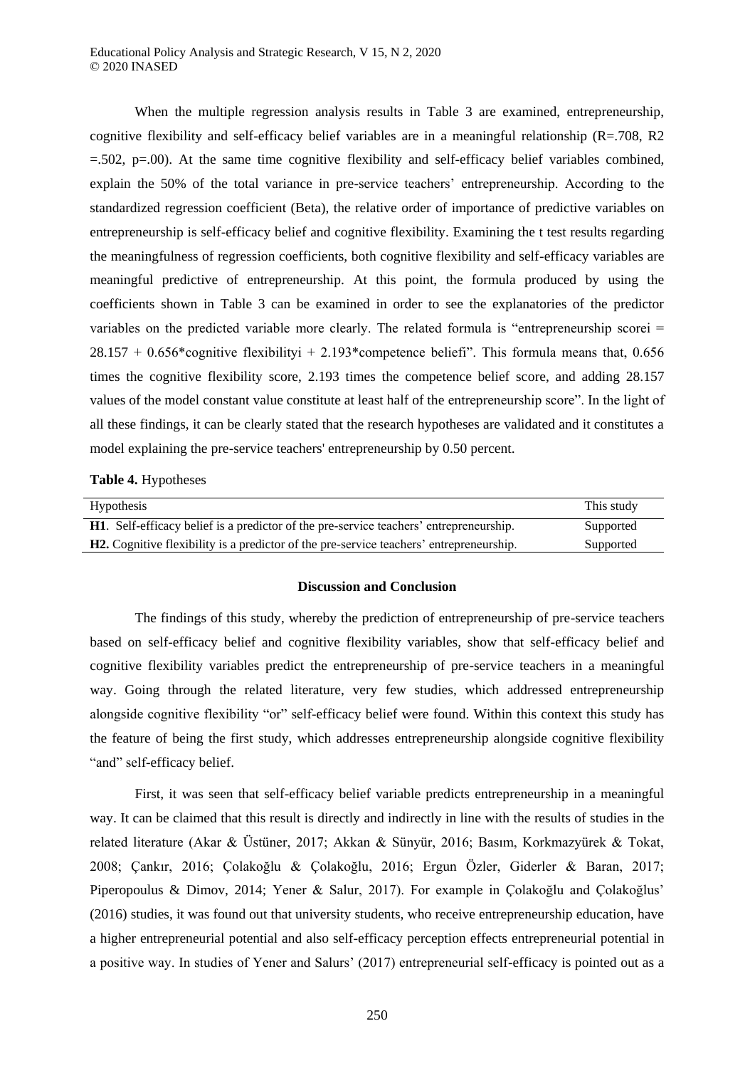When the multiple regression analysis results in Table 3 are examined, entrepreneurship, cognitive flexibility and self-efficacy belief variables are in a meaningful relationship (R=.708, R2 =.502, p=.00). At the same time cognitive flexibility and self-efficacy belief variables combined, explain the 50% of the total variance in pre-service teachers' entrepreneurship. According to the standardized regression coefficient (Beta), the relative order of importance of predictive variables on entrepreneurship is self-efficacy belief and cognitive flexibility. Examining the t test results regarding the meaningfulness of regression coefficients, both cognitive flexibility and self-efficacy variables are meaningful predictive of entrepreneurship. At this point, the formula produced by using the coefficients shown in Table 3 can be examined in order to see the explanatories of the predictor variables on the predicted variable more clearly. The related formula is "entrepreneurship scorei = 28.157 + 0.656*cognitive flexibilityi + 2.193*competence beliefi". This formula means that, 0.656 times the cognitive flexibility score, 2.193 times the competence belief score, and adding 28.157 values of the model constant value constitute at least half of the entrepreneurship score". In the light of all these findings, it can be clearly stated that the research hypotheses are validated and it constitutes a model explaining the pre-service teachers' entrepreneurship by 0.50 percent.

**Table 4.** Hypotheses

| Hypothesis | This study |
|---|---|
| **H1**. Self-efficacy belief is a predictor of the pre-service teachers' entrepreneurship. | Supported |
| **H2.** Cognitive flexibility is a predictor of the pre-service teachers' entrepreneurship. | Supported |

## Discussion and Conclusion

The findings of this study, whereby the prediction of entrepreneurship of pre-service teachers based on self-efficacy belief and cognitive flexibility variables, show that self-efficacy belief and cognitive flexibility variables predict the entrepreneurship of pre-service teachers in a meaningful way. Going through the related literature, very few studies, which addressed entrepreneurship alongside cognitive flexibility "or" self-efficacy belief were found. Within this context this study has the feature of being the first study, which addresses entrepreneurship alongside cognitive flexibility "and" self-efficacy belief.

First, it was seen that self-efficacy belief variable predicts entrepreneurship in a meaningful way. It can be claimed that this result is directly and indirectly in line with the results of studies in the related literature (Akar & Üstüner, 2017; Akkan & Sünyür, 2016; Basım, Korkmazyürek & Tokat, 2008; Çankır, 2016; Çolakoğlu & Çolakoğlu, 2016; Ergun Özler, Giderler & Baran, 2017; Piperopoulus & Dimov, 2014; Yener & Salur, 2017). For example in Çolakoğlu and Çolakoğlus' (2016) studies, it was found out that university students, who receive entrepreneurship education, have a higher entrepreneurial potential and also self-efficacy perception effects entrepreneurial potential in a positive way. In studies of Yener and Salurs' (2017) entrepreneurial self-efficacy is pointed out as a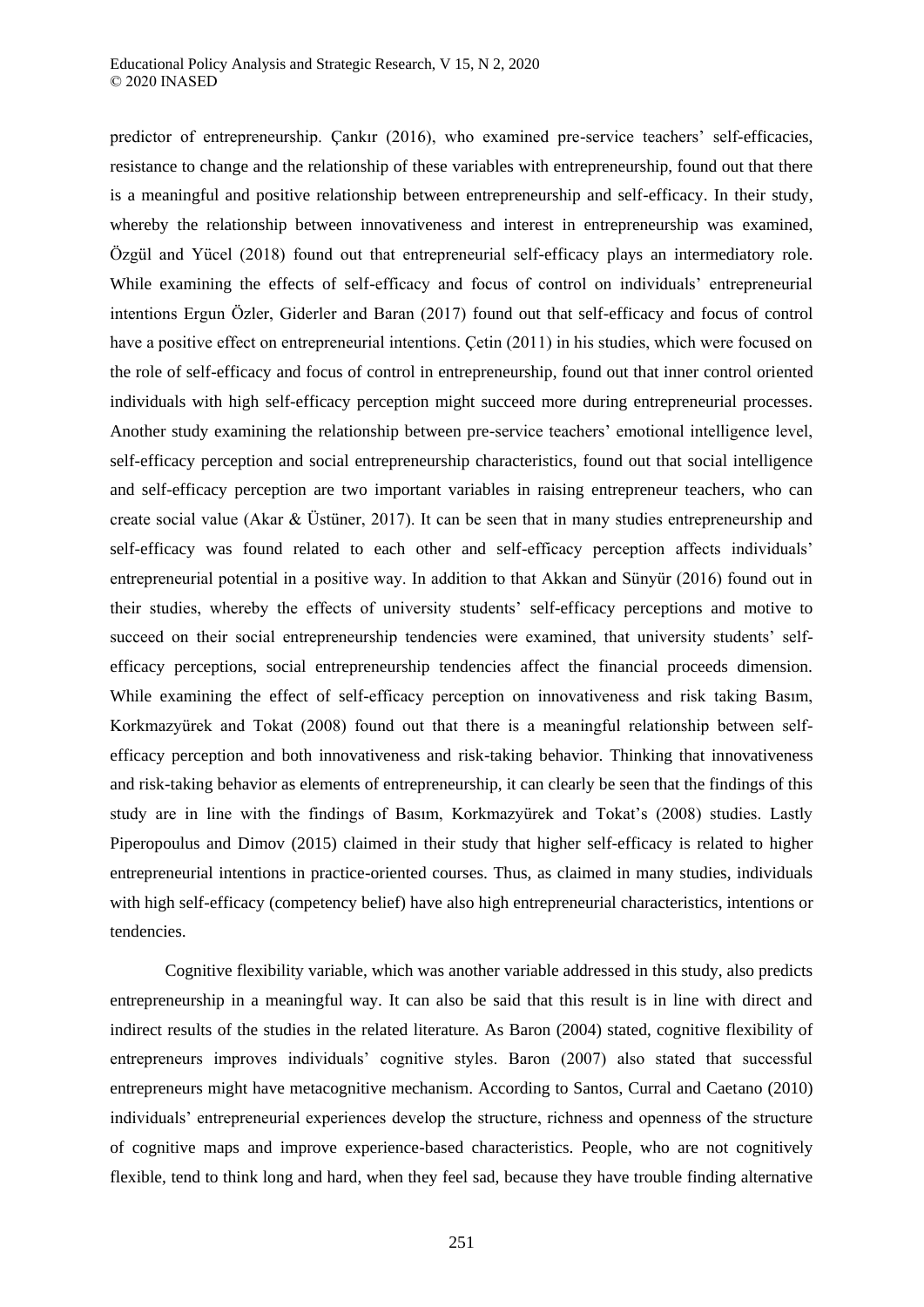predictor of entrepreneurship. Çankır (2016), who examined pre-service teachers' self-efficacies, resistance to change and the relationship of these variables with entrepreneurship, found out that there is a meaningful and positive relationship between entrepreneurship and self-efficacy. In their study, whereby the relationship between innovativeness and interest in entrepreneurship was examined, Özgül and Yücel (2018) found out that entrepreneurial self-efficacy plays an intermediatory role. While examining the effects of self-efficacy and focus of control on individuals' entrepreneurial intentions Ergun Özler, Giderler and Baran (2017) found out that self-efficacy and focus of control have a positive effect on entrepreneurial intentions. Çetin (2011) in his studies, which were focused on the role of self-efficacy and focus of control in entrepreneurship, found out that inner control oriented individuals with high self-efficacy perception might succeed more during entrepreneurial processes. Another study examining the relationship between pre-service teachers' emotional intelligence level, self-efficacy perception and social entrepreneurship characteristics, found out that social intelligence and self-efficacy perception are two important variables in raising entrepreneur teachers, who can create social value (Akar & Üstüner, 2017). It can be seen that in many studies entrepreneurship and self-efficacy was found related to each other and self-efficacy perception affects individuals' entrepreneurial potential in a positive way. In addition to that Akkan and Sünyür (2016) found out in their studies, whereby the effects of university students' self-efficacy perceptions and motive to succeed on their social entrepreneurship tendencies were examined, that university students' self-efficacy perceptions, social entrepreneurship tendencies affect the financial proceeds dimension. While examining the effect of self-efficacy perception on innovativeness and risk taking Basım, Korkmazyürek and Tokat (2008) found out that there is a meaningful relationship between self-efficacy perception and both innovativeness and risk-taking behavior. Thinking that innovativeness and risk-taking behavior as elements of entrepreneurship, it can clearly be seen that the findings of this study are in line with the findings of Basım, Korkmazyürek and Tokat's (2008) studies. Lastly Piperopoulus and Dimov (2015) claimed in their study that higher self-efficacy is related to higher entrepreneurial intentions in practice-oriented courses. Thus, as claimed in many studies, individuals with high self-efficacy (competency belief) have also high entrepreneurial characteristics, intentions or tendencies.

Cognitive flexibility variable, which was another variable addressed in this study, also predicts entrepreneurship in a meaningful way. It can also be said that this result is in line with direct and indirect results of the studies in the related literature. As Baron (2004) stated, cognitive flexibility of entrepreneurs improves individuals' cognitive styles. Baron (2007) also stated that successful entrepreneurs might have metacognitive mechanism. According to Santos, Curral and Caetano (2010) individuals' entrepreneurial experiences develop the structure, richness and openness of the structure of cognitive maps and improve experience-based characteristics. People, who are not cognitively flexible, tend to think long and hard, when they feel sad, because they have trouble finding alternative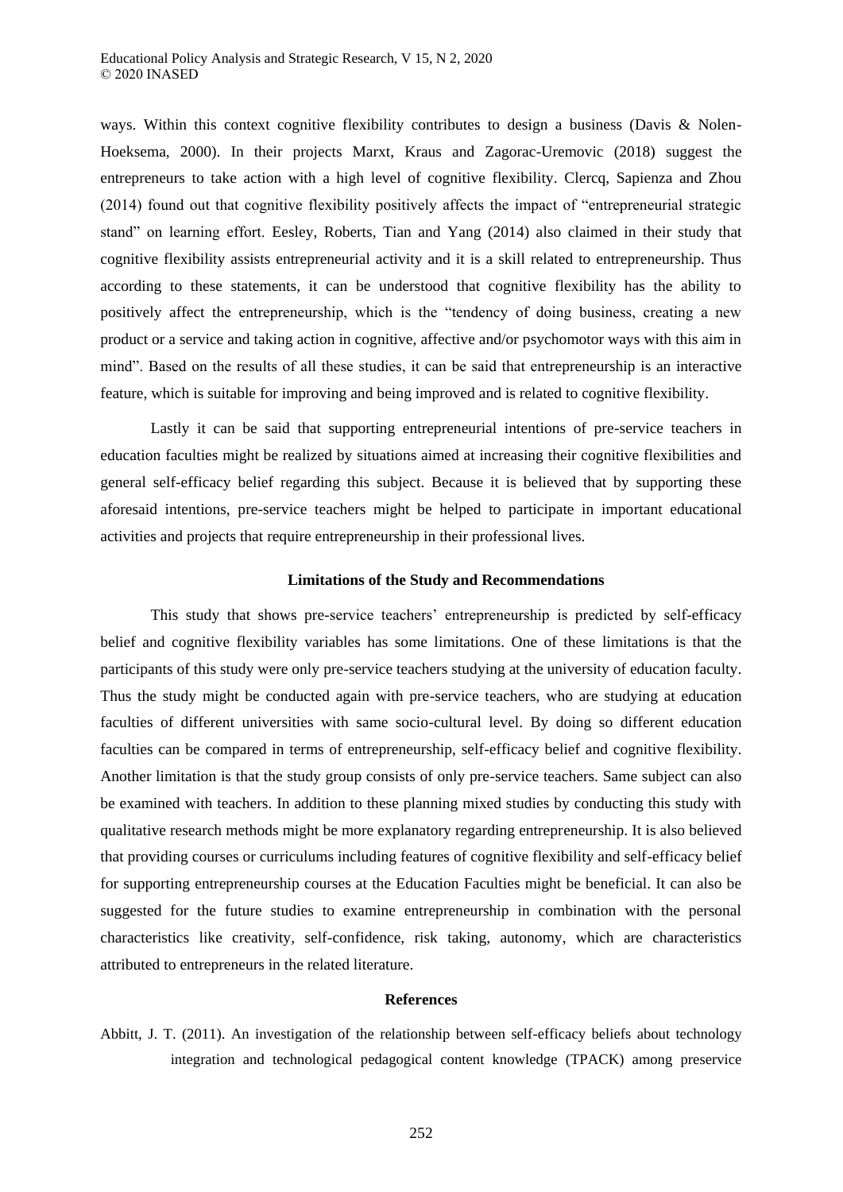ways. Within this context cognitive flexibility contributes to design a business (Davis & Nolen-Hoeksema, 2000). In their projects Marxt, Kraus and Zagorac-Uremovic (2018) suggest the entrepreneurs to take action with a high level of cognitive flexibility. Clercq, Sapienza and Zhou (2014) found out that cognitive flexibility positively affects the impact of "entrepreneurial strategic stand" on learning effort. Eesley, Roberts, Tian and Yang (2014) also claimed in their study that cognitive flexibility assists entrepreneurial activity and it is a skill related to entrepreneurship. Thus according to these statements, it can be understood that cognitive flexibility has the ability to positively affect the entrepreneurship, which is the "tendency of doing business, creating a new product or a service and taking action in cognitive, affective and/or psychomotor ways with this aim in mind". Based on the results of all these studies, it can be said that entrepreneurship is an interactive feature, which is suitable for improving and being improved and is related to cognitive flexibility.

Lastly it can be said that supporting entrepreneurial intentions of pre-service teachers in education faculties might be realized by situations aimed at increasing their cognitive flexibilities and general self-efficacy belief regarding this subject. Because it is believed that by supporting these aforesaid intentions, pre-service teachers might be helped to participate in important educational activities and projects that require entrepreneurship in their professional lives.

## Limitations of the Study and Recommendations

This study that shows pre-service teachers' entrepreneurship is predicted by self-efficacy belief and cognitive flexibility variables has some limitations. One of these limitations is that the participants of this study were only pre-service teachers studying at the university of education faculty. Thus the study might be conducted again with pre-service teachers, who are studying at education faculties of different universities with same socio-cultural level. By doing so different education faculties can be compared in terms of entrepreneurship, self-efficacy belief and cognitive flexibility. Another limitation is that the study group consists of only pre-service teachers. Same subject can also be examined with teachers. In addition to these planning mixed studies by conducting this study with qualitative research methods might be more explanatory regarding entrepreneurship. It is also believed that providing courses or curriculums including features of cognitive flexibility and self-efficacy belief for supporting entrepreneurship courses at the Education Faculties might be beneficial. It can also be suggested for the future studies to examine entrepreneurship in combination with the personal characteristics like creativity, self-confidence, risk taking, autonomy, which are characteristics attributed to entrepreneurs in the related literature.

## References

Abbitt, J. T. (2011). An investigation of the relationship between self-efficacy beliefs about technology integration and technological pedagogical content knowledge (TPACK) among preservice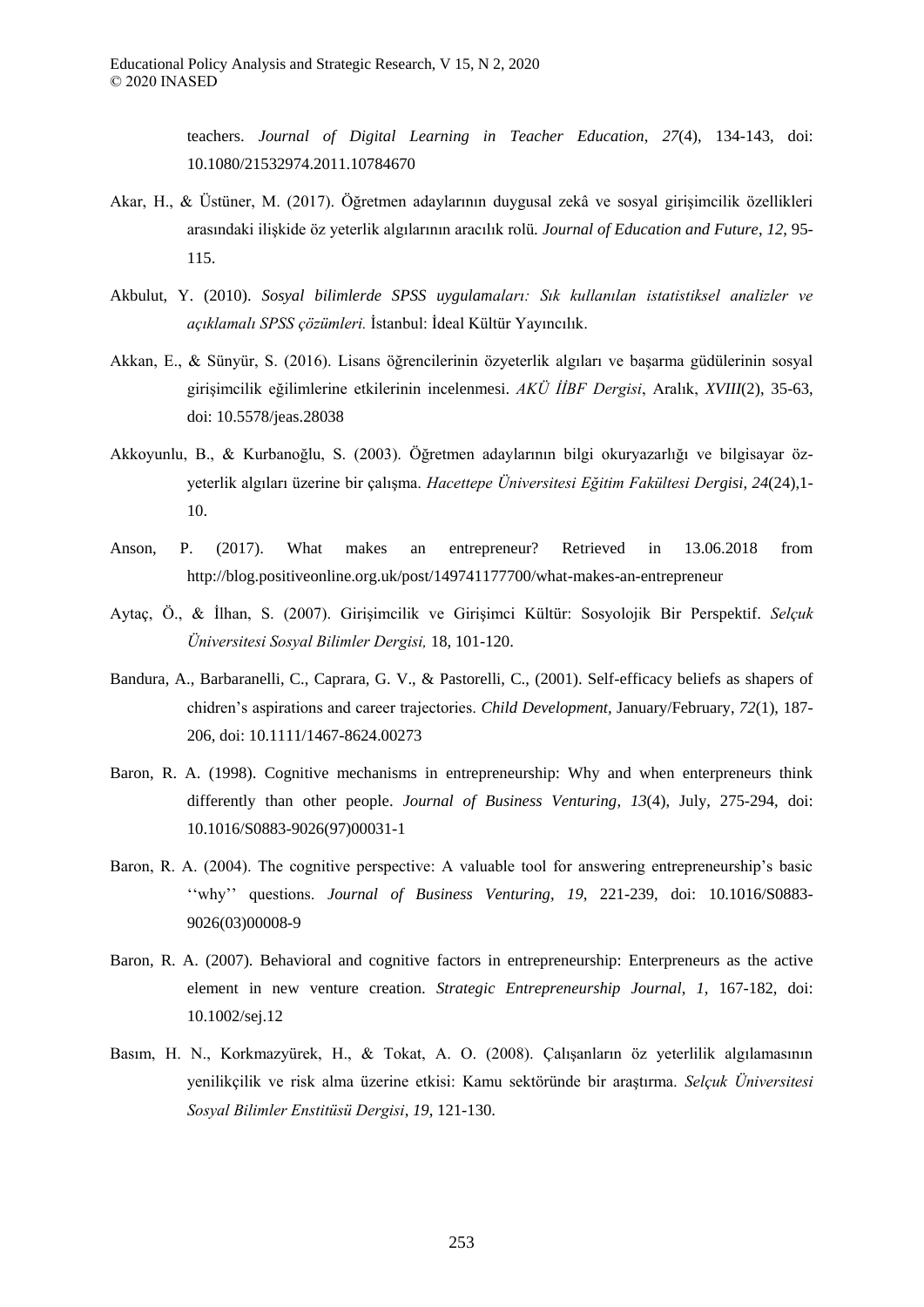teachers. *Journal of Digital Learning in Teacher Education*, *27*(4), 134-143, doi: 10.1080/21532974.2011.10784670

Akar, H., & Üstüner, M. (2017). Öğretmen adaylarının duygusal zekâ ve sosyal girişimcilik özellikleri arasındaki ilişkide öz yeterlik algılarının aracılık rolü. *Journal of Education and Future*, *12*, 95-115.

Akbulut, Y. (2010). *Sosyal bilimlerde SPSS uygulamaları: Sık kullanılan istatistiksel analizler ve açıklamalı SPSS çözümleri.* İstanbul: İdeal Kültür Yayıncılık.

Akkan, E., & Sünyür, S. (2016). Lisans öğrencilerinin özyeterlik algıları ve başarma güdülerinin sosyal girişimcilik eğilimlerine etkilerinin incelenmesi. *AKÜ İİBF Dergisi*, Aralık, *XVIII*(2), 35-63, doi: 10.5578/jeas.28038

Akkoyunlu, B., & Kurbanoğlu, S. (2003). Öğretmen adaylarının bilgi okuryazarlığı ve bilgisayar öz-yeterlik algıları üzerine bir çalışma. *Hacettepe Üniversitesi Eğitim Fakültesi Dergisi*, *24*(24),1-10.

Anson, P. (2017). What makes an entrepreneur? Retrieved in 13.06.2018 from http://blog.positiveonline.org.uk/post/149741177700/what-makes-an-entrepreneur

Aytaç, Ö., & İlhan, S. (2007). Girişimcilik ve Girişimci Kültür: Sosyolojik Bir Perspektif. *Selçuk Üniversitesi Sosyal Bilimler Dergisi,* 18, 101-120.

Bandura, A., Barbaranelli, C., Caprara, G. V., & Pastorelli, C., (2001). Self-efficacy beliefs as shapers of chidren's aspirations and career trajectories. *Child Development*, January/February, *72*(1), 187-206, doi: 10.1111/1467-8624.00273

Baron, R. A. (1998). Cognitive mechanisms in entrepreneurship: Why and when enterpreneurs think differently than other people. *Journal of Business Venturing*, *13*(4), July, 275-294, doi: 10.1016/S0883-9026(97)00031-1

Baron, R. A. (2004). The cognitive perspective: A valuable tool for answering entrepreneurship's basic ''why'' questions. *Journal of Business Venturing*, *19*, 221-239, doi: 10.1016/S0883-9026(03)00008-9

Baron, R. A. (2007). Behavioral and cognitive factors in entrepreneurship: Enterpreneurs as the active element in new venture creation. *Strategic Entrepreneurship Journal*, *1*, 167-182, doi: 10.1002/sej.12

Basım, H. N., Korkmazyürek, H., & Tokat, A. O. (2008). Çalışanların öz yeterlilik algılamasının yenilikçilik ve risk alma üzerine etkisi: Kamu sektöründe bir araştırma. *Selçuk Üniversitesi Sosyal Bilimler Enstitüsü Dergisi*, *19*, 121-130.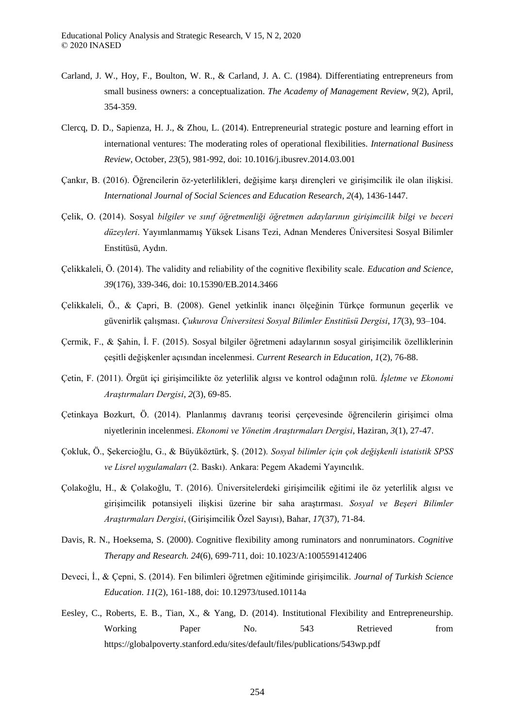Carland, J. W., Hoy, F., Boulton, W. R., & Carland, J. A. C. (1984). Differentiating entrepreneurs from small business owners: a conceptualization. *The Academy of Management Review, 9*(2), April, 354-359.

Clercq, D. D., Sapienza, H. J., & Zhou, L. (2014). Entrepreneurial strategic posture and learning effort in international ventures: The moderating roles of operational flexibilities. *International Business Review*, October, *23*(5), 981-992, doi: 10.1016/j.ibusrev.2014.03.001

Çankır, B. (2016). Öğrencilerin öz-yeterlilikleri, değişime karşı dirençleri ve girişimcilik ile olan ilişkisi. *International Journal of Social Sciences and Education Research, 2*(4), 1436-1447.

Çelik, O. (2014). Sosyal *bilgiler ve sınıf öğretmenliği öğretmen adaylarının girişimcilik bilgi ve beceri düzeyleri*. Yayımlanmamış Yüksek Lisans Tezi, Adnan Menderes Üniversitesi Sosyal Bilimler Enstitüsü, Aydın.

Çelikkaleli, Ö. (2014). The validity and reliability of the cognitive flexibility scale. *Education and Science, 39*(176), 339-346, doi: 10.15390/EB.2014.3466

Çelikkaleli, Ö., & Çapri, B. (2008). Genel yetkinlik inancı ölçeğinin Türkçe formunun geçerlik ve güvenirlik çalışması. *Çukurova Üniversitesi Sosyal Bilimler Enstitüsü Dergisi*, *17*(3), 93–104.

Çermik, F., & Şahin, İ. F. (2015). Sosyal bilgiler öğretmeni adaylarının sosyal girişimcilik özelliklerinin çeşitli değişkenler açısından incelenmesi. *Current Research in Education*, *1*(2), 76-88.

Çetin, F. (2011). Örgüt içi girişimcilikte öz yeterlilik algısı ve kontrol odağının rolü. *İşletme ve Ekonomi Araştırmaları Dergisi*, *2*(3), 69-85.

Çetinkaya Bozkurt, Ö. (2014). Planlanmış davranış teorisi çerçevesinde öğrencilerin girişimci olma niyetlerinin incelenmesi. *Ekonomi ve Yönetim Araştırmaları Dergisi*, Haziran, *3*(1), 27-47.

Çokluk, Ö., Şekercioğlu, G., & Büyüköztürk, Ş. (2012). *Sosyal bilimler için çok değişkenli istatistik SPSS ve Lisrel uygulamaları* (2. Baskı). Ankara: Pegem Akademi Yayıncılık.

Çolakoğlu, H., & Çolakoğlu, T. (2016). Üniversitelerdeki girişimcilik eğitimi ile öz yeterlilik algısı ve girişimcilik potansiyeli ilişkisi üzerine bir saha araştırması. *Sosyal ve Beşeri Bilimler Araştırmaları Dergisi*, (Girişimcilik Özel Sayısı), Bahar, *17*(37), 71-84.

Davis, R. N., Hoeksema, S. (2000). Cognitive flexibility among ruminators and nonruminators. *Cognitive Therapy and Research. 24*(6), 699-711, doi: 10.1023/A:1005591412406

Deveci, İ., & Çepni, S. (2014). Fen bilimleri öğretmen eğitiminde girişimcilik. *Journal of Turkish Science Education*. *11*(2), 161-188, doi: 10.12973/tused.10114a

Eesley, C., Roberts, E. B., Tian, X., & Yang, D. (2014). Institutional Flexibility and Entrepreneurship. Working Paper No. 543 Retrieved from https://globalpoverty.stanford.edu/sites/default/files/publications/543wp.pdf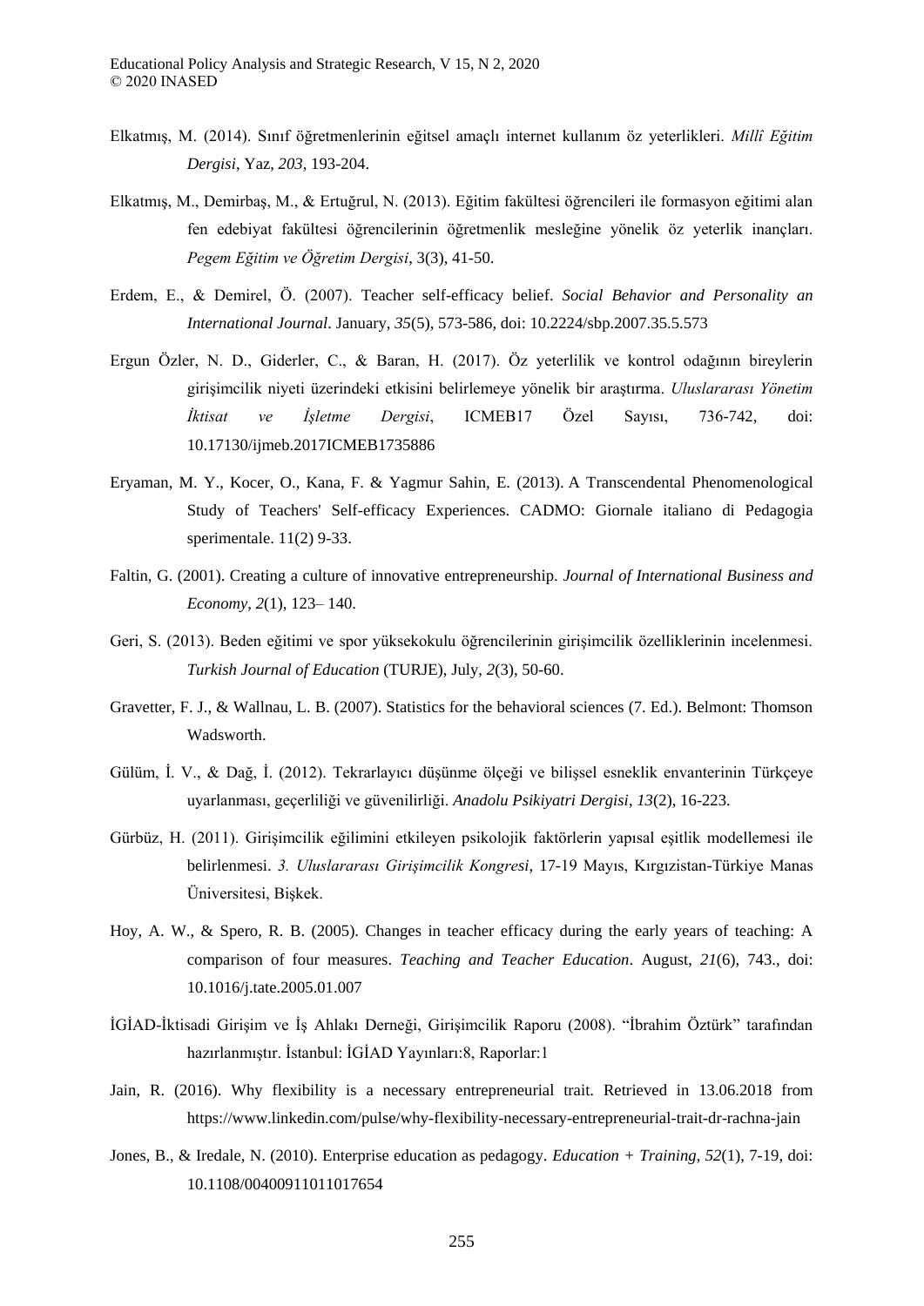Elkatmış, M. (2014). Sınıf öğretmenlerinin eğitsel amaçlı internet kullanım öz yeterlikleri. *Millî Eğitim Dergisi*, Yaz, *203*, 193-204.

Elkatmış, M., Demirbaş, M., & Ertuğrul, N. (2013). Eğitim fakültesi öğrencileri ile formasyon eğitimi alan fen edebiyat fakültesi öğrencilerinin öğretmenlik mesleğine yönelik öz yeterlik inançları. *Pegem Eğitim ve Öğretim Dergisi*, 3(3), 41-50.

Erdem, E., & Demirel, Ö. (2007). Teacher self-efficacy belief. *Social Behavior and Personality an International Journal*. January, *35*(5), 573-586, doi: 10.2224/sbp.2007.35.5.573

Ergun Özler, N. D., Giderler, C., & Baran, H. (2017). Öz yeterlilik ve kontrol odağının bireylerin girişimcilik niyeti üzerindeki etkisini belirlemeye yönelik bir araştırma. *Uluslararası Yönetim İktisat ve İşletme Dergisi*, ICMEB17 Özel Sayısı, 736-742, doi: 10.17130/ijmeb.2017ICMEB1735886

Eryaman, M. Y., Kocer, O., Kana, F. & Yagmur Sahin, E. (2013). A Transcendental Phenomenological Study of Teachers' Self-efficacy Experiences. CADMO: Giornale italiano di Pedagogia sperimentale. 11(2) 9-33.

Faltin, G. (2001). Creating a culture of innovative entrepreneurship. *Journal of International Business and Economy*, *2*(1), 123– 140.

Geri, S. (2013). Beden eğitimi ve spor yüksekokulu öğrencilerinin girişimcilik özelliklerinin incelenmesi. *Turkish Journal of Education* (TURJE), July, *2*(3), 50-60.

Gravetter, F. J., & Wallnau, L. B. (2007). Statistics for the behavioral sciences (7. Ed.). Belmont: Thomson Wadsworth.

Gülüm, İ. V., & Dağ, İ. (2012). Tekrarlayıcı düşünme ölçeği ve bilişsel esneklik envanterinin Türkçeye uyarlanması, geçerliliği ve güvenilirliği. *Anadolu Psikiyatri Dergisi*, *13*(2), 16-223.

Gürbüz, H. (2011). Girişimcilik eğilimini etkileyen psikolojik faktörlerin yapısal eşitlik modellemesi ile belirlenmesi. *3. Uluslararası Girişimcilik Kongresi*, 17-19 Mayıs, Kırgızistan-Türkiye Manas Üniversitesi, Bişkek.

Hoy, A. W., & Spero, R. B. (2005). Changes in teacher efficacy during the early years of teaching: A comparison of four measures. *Teaching and Teacher Education*. August, *21*(6), 743., doi: 10.1016/j.tate.2005.01.007

İGİAD-İktisadi Girişim ve İş Ahlakı Derneği, Girişimcilik Raporu (2008). "İbrahim Öztürk" tarafından hazırlanmıştır. İstanbul: İGİAD Yayınları:8, Raporlar:1

Jain, R. (2016). Why flexibility is a necessary entrepreneurial trait. Retrieved in 13.06.2018 from https://www.linkedin.com/pulse/why-flexibility-necessary-entrepreneurial-trait-dr-rachna-jain

Jones, B., & Iredale, N. (2010). Enterprise education as pedagogy. *Education + Training*, *52*(1), 7-19, doi: 10.1108/00400911011017654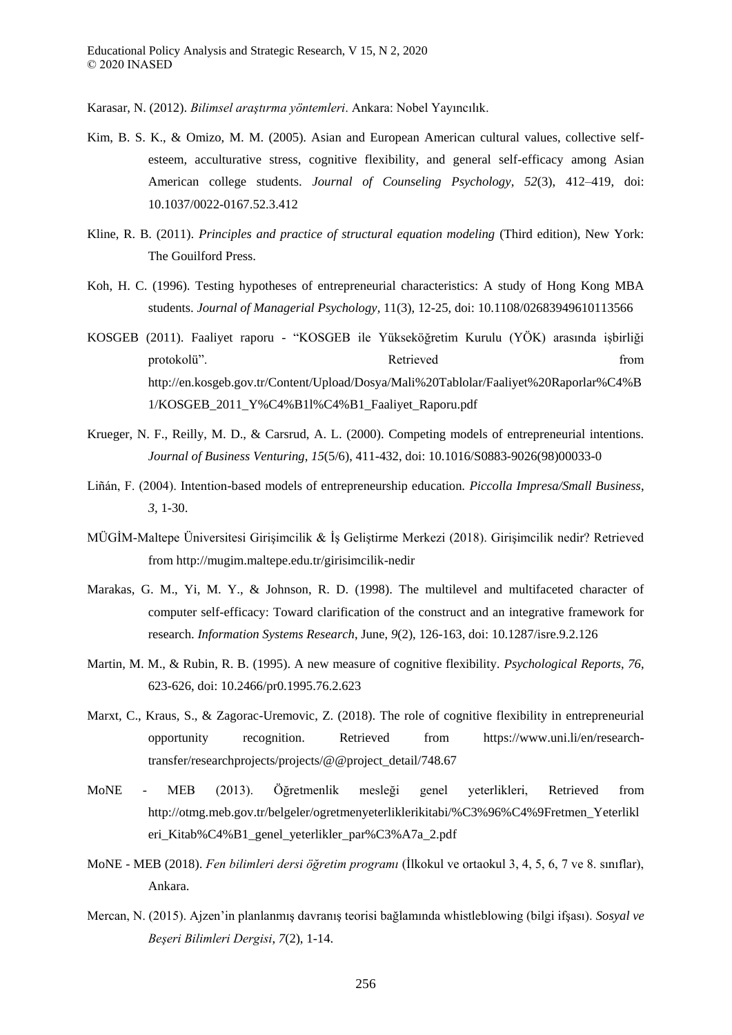Karasar, N. (2012). *Bilimsel araştırma yöntemleri*. Ankara: Nobel Yayıncılık.

Kim, B. S. K., & Omizo, M. M. (2005). Asian and European American cultural values, collective self-esteem, acculturative stress, cognitive flexibility, and general self-efficacy among Asian American college students. *Journal of Counseling Psychology*, *52*(3), 412–419, doi: 10.1037/0022-0167.52.3.412

Kline, R. B. (2011). *Principles and practice of structural equation modeling* (Third edition), New York: The Gouilford Press.

Koh, H. C. (1996). Testing hypotheses of entrepreneurial characteristics: A study of Hong Kong MBA students. *Journal of Managerial Psychology*, 11(3), 12-25, doi: 10.1108/02683949610113566

KOSGEB (2011). Faaliyet raporu - "KOSGEB ile Yükseköğretim Kurulu (YÖK) arasında işbirliği protokolü". Retrieved from http://en.kosgeb.gov.tr/Content/Upload/Dosya/Mali%20Tablolar/Faaliyet%20Raporlar%C4%B1/KOSGEB_2011_Y%C4%B1l%C4%B1_Faaliyet_Raporu.pdf

Krueger, N. F., Reilly, M. D., & Carsrud, A. L. (2000). Competing models of entrepreneurial intentions. *Journal of Business Venturing*, *15*(5/6), 411-432, doi: 10.1016/S0883-9026(98)00033-0

Liñán, F. (2004). Intention-based models of entrepreneurship education. *Piccolla Impresa/Small Business*, *3*, 1-30.

MÜGİM-Maltepe Üniversitesi Girişimcilik & İş Geliştirme Merkezi (2018). Girişimcilik nedir? Retrieved from http://mugim.maltepe.edu.tr/girisimcilik-nedir

Marakas, G. M., Yi, M. Y., & Johnson, R. D. (1998). The multilevel and multifaceted character of computer self-efficacy: Toward clarification of the construct and an integrative framework for research. *Information Systems Research*, June, *9*(2), 126-163, doi: 10.1287/isre.9.2.126

Martin, M. M., & Rubin, R. B. (1995). A new measure of cognitive flexibility. *Psychological Reports*, *76*, 623-626, doi: 10.2466/pr0.1995.76.2.623

Marxt, C., Kraus, S., & Zagorac-Uremovic, Z. (2018). The role of cognitive flexibility in entrepreneurial opportunity recognition. Retrieved from https://www.uni.li/en/research-transfer/researchprojects/projects/@@project_detail/748.67

MoNE - MEB (2013). Öğretmenlik mesleği genel yeterlikleri, Retrieved from http://otmg.meb.gov.tr/belgeler/ogretmenyeterliklerikitabi/%C3%96%C4%9Fretmen_Yeterlikleri_Kitab%C4%B1_genel_yeterlikler_par%C3%A7a_2.pdf

MoNE - MEB (2018). *Fen bilimleri dersi öğretim programı* (İlkokul ve ortaokul 3, 4, 5, 6, 7 ve 8. sınıflar), Ankara.

Mercan, N. (2015). Ajzen'in planlanmış davranış teorisi bağlamında whistleblowing (bilgi ifşası). *Sosyal ve Beşeri Bilimleri Dergisi*, *7*(2), 1-14.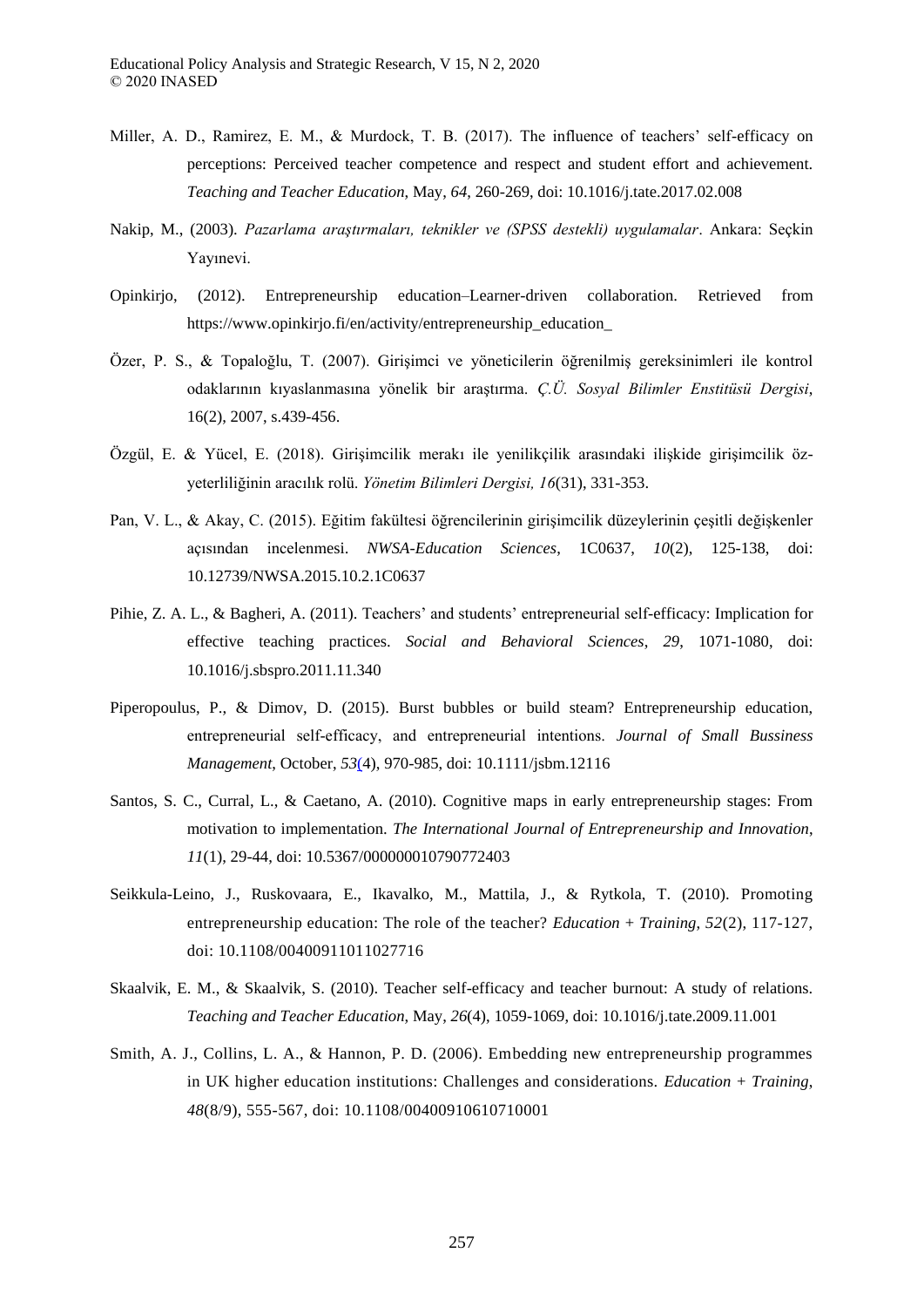Miller, A. D., Ramirez, E. M., & Murdock, T. B. (2017). The influence of teachers' self-efficacy on perceptions: Perceived teacher competence and respect and student effort and achievement. *Teaching and Teacher Education*, May, *64*, 260-269, doi: 10.1016/j.tate.2017.02.008

Nakip, M., (2003). *Pazarlama araştırmaları, teknikler ve (SPSS destekli) uygulamalar*. Ankara: Seçkin Yayınevi.

Opinkirjo, (2012). Entrepreneurship education–Learner-driven collaboration. Retrieved from https://www.opinkirjo.fi/en/activity/entrepreneurship_education_

Özer, P. S., & Topaloğlu, T. (2007). Girişimci ve yöneticilerin öğrenilmiş gereksinimleri ile kontrol odaklarının kıyaslanmasına yönelik bir araştırma. *Ç.Ü. Sosyal Bilimler Enstitüsü Dergisi*, 16(2), 2007, s.439-456.

Özgül, E. & Yücel, E. (2018). Girişimcilik merakı ile yenilikçilik arasındaki ilişkide girişimcilik öz-yeterliliğinin aracılık rolü. *Yönetim Bilimleri Dergisi, 16*(31), 331-353.

Pan, V. L., & Akay, C. (2015). Eğitim fakültesi öğrencilerinin girişimcilik düzeylerinin çeşitli değişkenler açısından incelenmesi. *NWSA-Education Sciences*, 1C0637, *10*(2), 125-138, doi: 10.12739/NWSA.2015.10.2.1C0637

Pihie, Z. A. L., & Bagheri, A. (2011). Teachers' and students' entrepreneurial self-efficacy: Implication for effective teaching practices. *Social and Behavioral Sciences*, *29*, 1071-1080, doi: 10.1016/j.sbspro.2011.11.340

Piperopoulus, P., & Dimov, D. (2015). Burst bubbles or build steam? Entrepreneurship education, entrepreneurial self-efficacy, and entrepreneurial intentions. *Journal of Small Bussiness Management*, October, *53*(4), 970-985, doi: 10.1111/jsbm.12116

Santos, S. C., Curral, L., & Caetano, A. (2010). Cognitive maps in early entrepreneurship stages: From motivation to implementation. *The International Journal of Entrepreneurship and Innovation*, *11*(1), 29-44, doi: 10.5367/000000010790772403

Seikkula-Leino, J., Ruskovaara, E., Ikavalko, M., Mattila, J., & Rytkola, T. (2010). Promoting entrepreneurship education: The role of the teacher? *Education + Training*, *52*(2), 117-127, doi: 10.1108/00400911011027716

Skaalvik, E. M., & Skaalvik, S. (2010). Teacher self-efficacy and teacher burnout: A study of relations. *Teaching and Teacher Education*, May, *26*(4), 1059-1069, doi: 10.1016/j.tate.2009.11.001

Smith, A. J., Collins, L. A., & Hannon, P. D. (2006). Embedding new entrepreneurship programmes in UK higher education institutions: Challenges and considerations. *Education + Training*, *48*(8/9), 555-567, doi: 10.1108/00400910610710001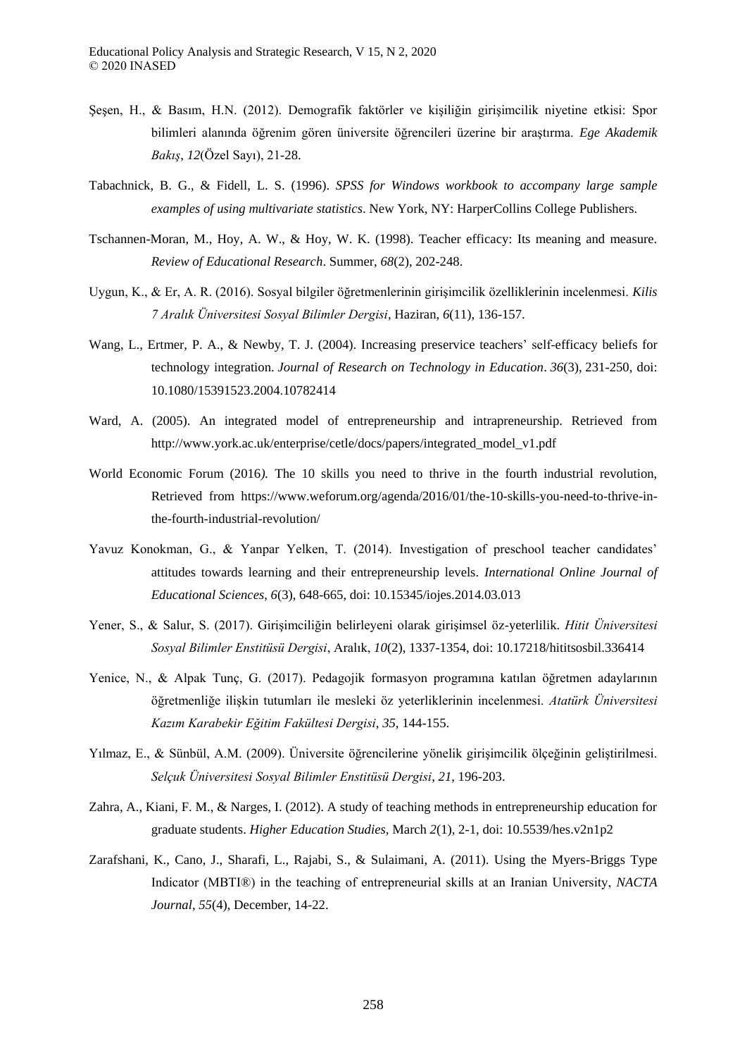Şeşen, H., & Basım, H.N. (2012). Demografik faktörler ve kişiliğin girişimcilik niyetine etkisi: Spor bilimleri alanında öğrenim gören üniversite öğrencileri üzerine bir araştırma. *Ege Akademik Bakış*, *12*(Özel Sayı), 21-28.

Tabachnick, B. G., & Fidell, L. S. (1996). *SPSS for Windows workbook to accompany large sample examples of using multivariate statistics*. New York, NY: HarperCollins College Publishers.

Tschannen-Moran, M., Hoy, A. W., & Hoy, W. K. (1998). Teacher efficacy: Its meaning and measure. *Review of Educational Research*. Summer, *68*(2), 202-248.

Uygun, K., & Er, A. R. (2016). Sosyal bilgiler öğretmenlerinin girişimcilik özelliklerinin incelenmesi. *Kilis 7 Aralık Üniversitesi Sosyal Bilimler Dergisi*, Haziran, *6*(11), 136-157.

Wang, L., Ertmer, P. A., & Newby, T. J. (2004). Increasing preservice teachers' self-efficacy beliefs for technology integration. *Journal of Research on Technology in Education*. *36*(3), 231-250, doi: 10.1080/15391523.2004.10782414

Ward, A. (2005). An integrated model of entrepreneurship and intrapreneurship. Retrieved from http://www.york.ac.uk/enterprise/cetle/docs/papers/integrated_model_v1.pdf

World Economic Forum (2016*).* The 10 skills you need to thrive in the fourth industrial revolution, Retrieved from https://www.weforum.org/agenda/2016/01/the-10-skills-you-need-to-thrive-in-the-fourth-industrial-revolution/

Yavuz Konokman, G., & Yanpar Yelken, T. (2014). Investigation of preschool teacher candidates' attitudes towards learning and their entrepreneurship levels. *International Online Journal of Educational Sciences*, *6*(3), 648-665, doi: 10.15345/iojes.2014.03.013

Yener, S., & Salur, S. (2017). Girişimciliğin belirleyeni olarak girişimsel öz-yeterlilik. *Hitit Üniversitesi Sosyal Bilimler Enstitüsü Dergisi*, Aralık, *10*(2), 1337-1354, doi: 10.17218/hititsosbil.336414

Yenice, N., & Alpak Tunç, G. (2017). Pedagojik formasyon programına katılan öğretmen adaylarının öğretmenliğe ilişkin tutumları ile mesleki öz yeterliklerinin incelenmesi. *Atatürk Üniversitesi Kazım Karabekir Eğitim Fakültesi Dergisi*, *35*, 144-155.

Yılmaz, E., & Sünbül, A.M. (2009). Üniversite öğrencilerine yönelik girişimcilik ölçeğinin geliştirilmesi. *Selçuk Üniversitesi Sosyal Bilimler Enstitüsü Dergisi*, *21*, 196-203.

Zahra, A., Kiani, F. M., & Narges, I. (2012). A study of teaching methods in entrepreneurship education for graduate students. *Higher Education Studies,* March *2*(1), 2-1, doi: 10.5539/hes.v2n1p2

Zarafshani, K., Cano, J., Sharafi, L., Rajabi, S., & Sulaimani, A. (2011). Using the Myers-Briggs Type Indicator (MBTI®) in the teaching of entrepreneurial skills at an Iranian University, *NACTA Journal, 55*(4), December, 14-22.